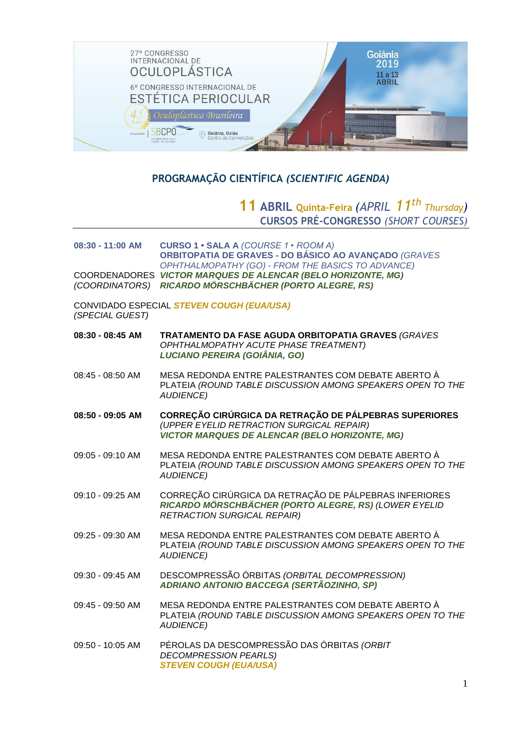27º CONGRESSO INTERNACIONAL DE OCULOPLÁSTICA

6º CONGRESSO INTERNACIONAL DE ESTÉTICA PERIOCULAR

Goiânia 2019 — 11 a 13 ABRIL

# PROGRAMAÇÃO CIENTÍFICA *(SCIENTIFIC AGENDA)*

## 11 ABRIL Quinta-Feira *(APRIL 11th Thursday)*
## CURSOS PRÉ-CONGRESSO *(SHORT COURSES)*

---

**08:30 - 11:00 AM** **CURSO 1 • SALA A** *(COURSE 1 • ROOM A)*
**ORBITOPATIA DE GRAVES - DO BÁSICO AO AVANÇADO** *(GRAVES OPHTHALMOPATHY (GO) - FROM THE BASICS TO ADVANCE)*

COORDENADORES *(COORDINATORS)* ***VICTOR MARQUES DE ALENCAR (BELO HORIZONTE, MG)***
***RICARDO MÖRSCHBÄCHER (PORTO ALEGRE, RS)***

CONVIDADO ESPECIAL *(SPECIAL GUEST)* ***STEVEN COUGH (EUA/USA)***

**08:30 - 08:45 AM** **TRATAMENTO DA FASE AGUDA ORBITOPATIA GRAVES** *(GRAVES OPHTHALMOPATHY ACUTE PHASE TREATMENT)*
***LUCIANO PEREIRA (GOIÂNIA, GO)***

08:45 - 08:50 AM MESA REDONDA ENTRE PALESTRANTES COM DEBATE ABERTO À PLATEIA *(ROUND TABLE DISCUSSION AMONG SPEAKERS OPEN TO THE AUDIENCE)*

**08:50 - 09:05 AM** **CORREÇÃO CIRÚRGICA DA RETRAÇÃO DE PÁLPEBRAS SUPERIORES** *(UPPER EYELID RETRACTION SURGICAL REPAIR)*
***VICTOR MARQUES DE ALENCAR (BELO HORIZONTE, MG)***

09:05 - 09:10 AM MESA REDONDA ENTRE PALESTRANTES COM DEBATE ABERTO À PLATEIA *(ROUND TABLE DISCUSSION AMONG SPEAKERS OPEN TO THE AUDIENCE)*

09:10 - 09:25 AM CORREÇÃO CIRÚRGICA DA RETRAÇÃO DE PÁLPEBRAS INFERIORES ***RICARDO MÖRSCHBÄCHER (PORTO ALEGRE, RS)*** *(LOWER EYELID RETRACTION SURGICAL REPAIR)*

09:25 - 09:30 AM MESA REDONDA ENTRE PALESTRANTES COM DEBATE ABERTO À PLATEIA *(ROUND TABLE DISCUSSION AMONG SPEAKERS OPEN TO THE AUDIENCE)*

09:30 - 09:45 AM DESCOMPRESSÃO ÓRBITAS *(ORBITAL DECOMPRESSION)*
***ADRIANO ANTONIO BACCEGA (SERTÃOZINHO, SP)***

09:45 - 09:50 AM MESA REDONDA ENTRE PALESTRANTES COM DEBATE ABERTO À PLATEIA *(ROUND TABLE DISCUSSION AMONG SPEAKERS OPEN TO THE AUDIENCE)*

09:50 - 10:05 AM PÉROLAS DA DESCOMPRESSÃO DAS ÓRBITAS *(ORBIT DECOMPRESSION PEARLS)*
***STEVEN COUGH (EUA/USA)***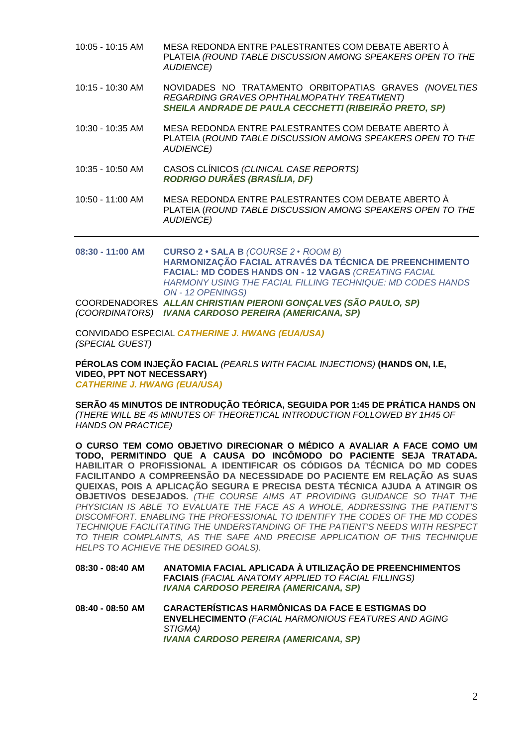10:05 - 10:15 AM MESA REDONDA ENTRE PALESTRANTES COM DEBATE ABERTO À PLATEIA *(ROUND TABLE DISCUSSION AMONG SPEAKERS OPEN TO THE AUDIENCE)*

10:15 - 10:30 AM NOVIDADES NO TRATAMENTO ORBITOPATIAS GRAVES *(NOVELTIES REGARDING GRAVES OPHTHALMOPATHY TREATMENT)*
***SHEILA ANDRADE DE PAULA CECCHETTI (RIBEIRÃO PRETO, SP)***

10:30 - 10:35 AM MESA REDONDA ENTRE PALESTRANTES COM DEBATE ABERTO À PLATEIA *(ROUND TABLE DISCUSSION AMONG SPEAKERS OPEN TO THE AUDIENCE)*

10:35 - 10:50 AM CASOS CLÍNICOS *(CLINICAL CASE REPORTS)*
***RODRIGO DURÃES (BRASÍLIA, DF)***

10:50 - 11:00 AM MESA REDONDA ENTRE PALESTRANTES COM DEBATE ABERTO À PLATEIA *(ROUND TABLE DISCUSSION AMONG SPEAKERS OPEN TO THE AUDIENCE)*

---

**08:30 - 11:00 AM** **CURSO 2 • SALA B** *(COURSE 2 • ROOM B)*
**HARMONIZAÇÃO FACIAL ATRAVÉS DA TÉCNICA DE PREENCHIMENTO FACIAL: MD CODES HANDS ON - 12 VAGAS** *(CREATING FACIAL HARMONY USING THE FACIAL FILLING TECHNIQUE: MD CODES HANDS ON - 12 OPENINGS)*

COORDENADORES *(COORDINATORS)* ***ALLAN CHRISTIAN PIERONI GONÇALVES (SÃO PAULO, SP)***
***IVANA CARDOSO PEREIRA (AMERICANA, SP)***

CONVIDADO ESPECIAL *(SPECIAL GUEST)* ***CATHERINE J. HWANG (EUA/USA)***

**PÉROLAS COM INJEÇÃO FACIAL** *(PEARLS WITH FACIAL INJECTIONS)* **(HANDS ON, I.E, VIDEO, PPT NOT NECESSARY)**
***CATHERINE J. HWANG (EUA/USA)***

**SERÃO 45 MINUTOS DE INTRODUÇÃO TEÓRICA, SEGUIDA POR 1:45 DE PRÁTICA HANDS ON** *(THERE WILL BE 45 MINUTES OF THEORETICAL INTRODUCTION FOLLOWED BY 1H45 OF HANDS ON PRACTICE)*

**O CURSO TEM COMO OBJETIVO DIRECIONAR O MÉDICO A AVALIAR A FACE COMO UM TODO, PERMITINDO QUE A CAUSA DO INCÔMODO DO PACIENTE SEJA TRATADA. HABILITAR O PROFISSIONAL A IDENTIFICAR OS CÓDIGOS DA TÉCNICA DO MD CODES FACILITANDO A COMPREENSÃO DA NECESSIDADE DO PACIENTE EM RELAÇÃO AS SUAS QUEIXAS, POIS A APLICAÇÃO SEGURA E PRECISA DESTA TÉCNICA AJUDA A ATINGIR OS OBJETIVOS DESEJADOS.** *(THE COURSE AIMS AT PROVIDING GUIDANCE SO THAT THE PHYSICIAN IS ABLE TO EVALUATE THE FACE AS A WHOLE, ADDRESSING THE PATIENT'S DISCOMFORT. ENABLING THE PROFESSIONAL TO IDENTIFY THE CODES OF THE MD CODES TECHNIQUE FACILITATING THE UNDERSTANDING OF THE PATIENT'S NEEDS WITH RESPECT TO THEIR COMPLAINTS, AS THE SAFE AND PRECISE APPLICATION OF THIS TECHNIQUE HELPS TO ACHIEVE THE DESIRED GOALS).*

**08:30 - 08:40 AM** **ANATOMIA FACIAL APLICADA À UTILIZAÇÃO DE PREENCHIMENTOS FACIAIS** *(FACIAL ANATOMY APPLIED TO FACIAL FILLINGS)*
***IVANA CARDOSO PEREIRA (AMERICANA, SP)***

**08:40 - 08:50 AM** **CARACTERÍSTICAS HARMÔNICAS DA FACE E ESTIGMAS DO ENVELHECIMENTO** *(FACIAL HARMONIOUS FEATURES AND AGING STIGMA)*
***IVANA CARDOSO PEREIRA (AMERICANA, SP)***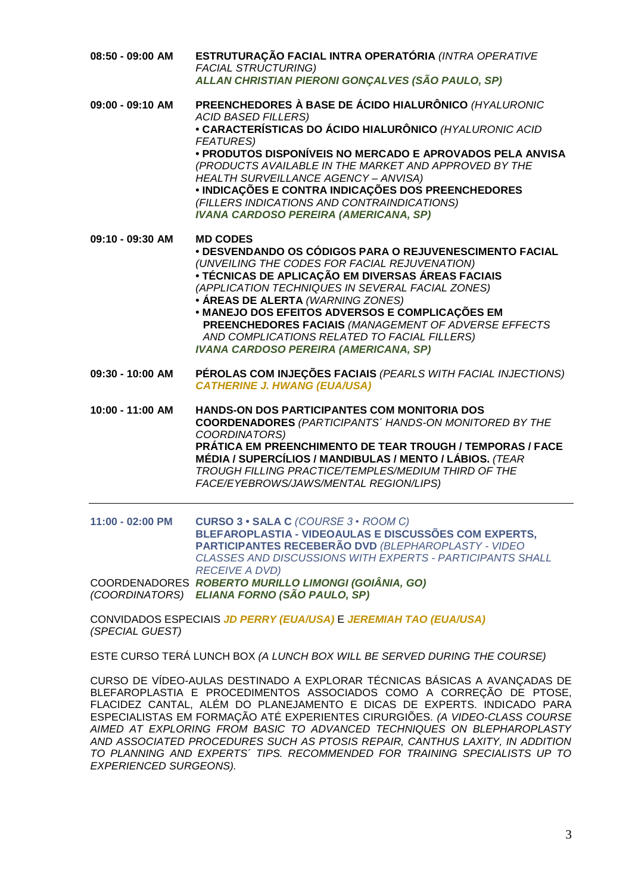**08:50 - 09:00 AM** **ESTRUTURAÇÃO FACIAL INTRA OPERATÓRIA** *(INTRA OPERATIVE FACIAL STRUCTURING)*
***ALLAN CHRISTIAN PIERONI GONÇALVES (SÃO PAULO, SP)***

**09:00 - 09:10 AM** **PREENCHEDORES À BASE DE ÁCIDO HIALURÔNICO** *(HYALURONIC ACID BASED FILLERS)*

- **CARACTERÍSTICAS DO ÁCIDO HIALURÔNICO** *(HYALURONIC ACID FEATURES)*
- **PRODUTOS DISPONÍVEIS NO MERCADO E APROVADOS PELA ANVISA** *(PRODUCTS AVAILABLE IN THE MARKET AND APPROVED BY THE HEALTH SURVEILLANCE AGENCY – ANVISA)*
- **INDICAÇÕES E CONTRA INDICAÇÕES DOS PREENCHEDORES** *(FILLERS INDICATIONS AND CONTRAINDICATIONS)*

***IVANA CARDOSO PEREIRA (AMERICANA, SP)***

**09:10 - 09:30 AM** **MD CODES**

- **DESVENDANDO OS CÓDIGOS PARA O REJUVENESCIMENTO FACIAL** *(UNVEILING THE CODES FOR FACIAL REJUVENATION)*
- **TÉCNICAS DE APLICAÇÃO EM DIVERSAS ÁREAS FACIAIS** *(APPLICATION TECHNIQUES IN SEVERAL FACIAL ZONES)*
- **ÁREAS DE ALERTA** *(WARNING ZONES)*
- **MANEJO DOS EFEITOS ADVERSOS E COMPLICAÇÕES EM PREENCHEDORES FACIAIS** *(MANAGEMENT OF ADVERSE EFFECTS AND COMPLICATIONS RELATED TO FACIAL FILLERS)*

***IVANA CARDOSO PEREIRA (AMERICANA, SP)***

**09:30 - 10:00 AM** **PÉROLAS COM INJEÇÕES FACIAIS** *(PEARLS WITH FACIAL INJECTIONS)*
***CATHERINE J. HWANG (EUA/USA)***

**10:00 - 11:00 AM** **HANDS-ON DOS PARTICIPANTES COM MONITORIA DOS COORDENADORES** *(PARTICIPANTS´ HANDS-ON MONITORED BY THE COORDINATORS)*
**PRÁTICA EM PREENCHIMENTO DE TEAR TROUGH / TEMPORAS / FACE MÉDIA / SUPERCÍLIOS / MANDIBULAS / MENTO / LÁBIOS.** *(TEAR TROUGH FILLING PRACTICE/TEMPLES/MEDIUM THIRD OF THE FACE/EYEBROWS/JAWS/MENTAL REGION/LIPS)*

---

**11:00 - 02:00 PM** **CURSO 3 • SALA C** *(COURSE 3 • ROOM C)*
**BLEFAROPLASTIA - VIDEOAULAS E DISCUSSÕES COM EXPERTS, PARTICIPANTES RECEBERÃO DVD** *(BLEPHAROPLASTY - VIDEO CLASSES AND DISCUSSIONS WITH EXPERTS - PARTICIPANTS SHALL RECEIVE A DVD)*

COORDENADORES *(COORDINATORS)* ***ROBERTO MURILLO LIMONGI (GOIÂNIA, GO)***
***ELIANA FORNO (SÃO PAULO, SP)***

CONVIDADOS ESPECIAIS *(SPECIAL GUEST)* ***JD PERRY (EUA/USA)*** E ***JEREMIAH TAO (EUA/USA)***

ESTE CURSO TERÁ LUNCH BOX *(A LUNCH BOX WILL BE SERVED DURING THE COURSE)*

CURSO DE VÍDEO-AULAS DESTINADO A EXPLORAR TÉCNICAS BÁSICAS A AVANÇADAS DE BLEFAROPLASTIA E PROCEDIMENTOS ASSOCIADOS COMO A CORREÇÃO DE PTOSE, FLACIDEZ CANTAL, ALÉM DO PLANEJAMENTO E DICAS DE EXPERTS. INDICADO PARA ESPECIALISTAS EM FORMAÇÃO ATÉ EXPERIENTES CIRURGIÕES. *(A VIDEO-CLASS COURSE AIMED AT EXPLORING FROM BASIC TO ADVANCED TECHNIQUES ON BLEPHAROPLASTY AND ASSOCIATED PROCEDURES SUCH AS PTOSIS REPAIR, CANTHUS LAXITY, IN ADDITION TO PLANNING AND EXPERTS´ TIPS. RECOMMENDED FOR TRAINING SPECIALISTS UP TO EXPERIENCED SURGEONS).*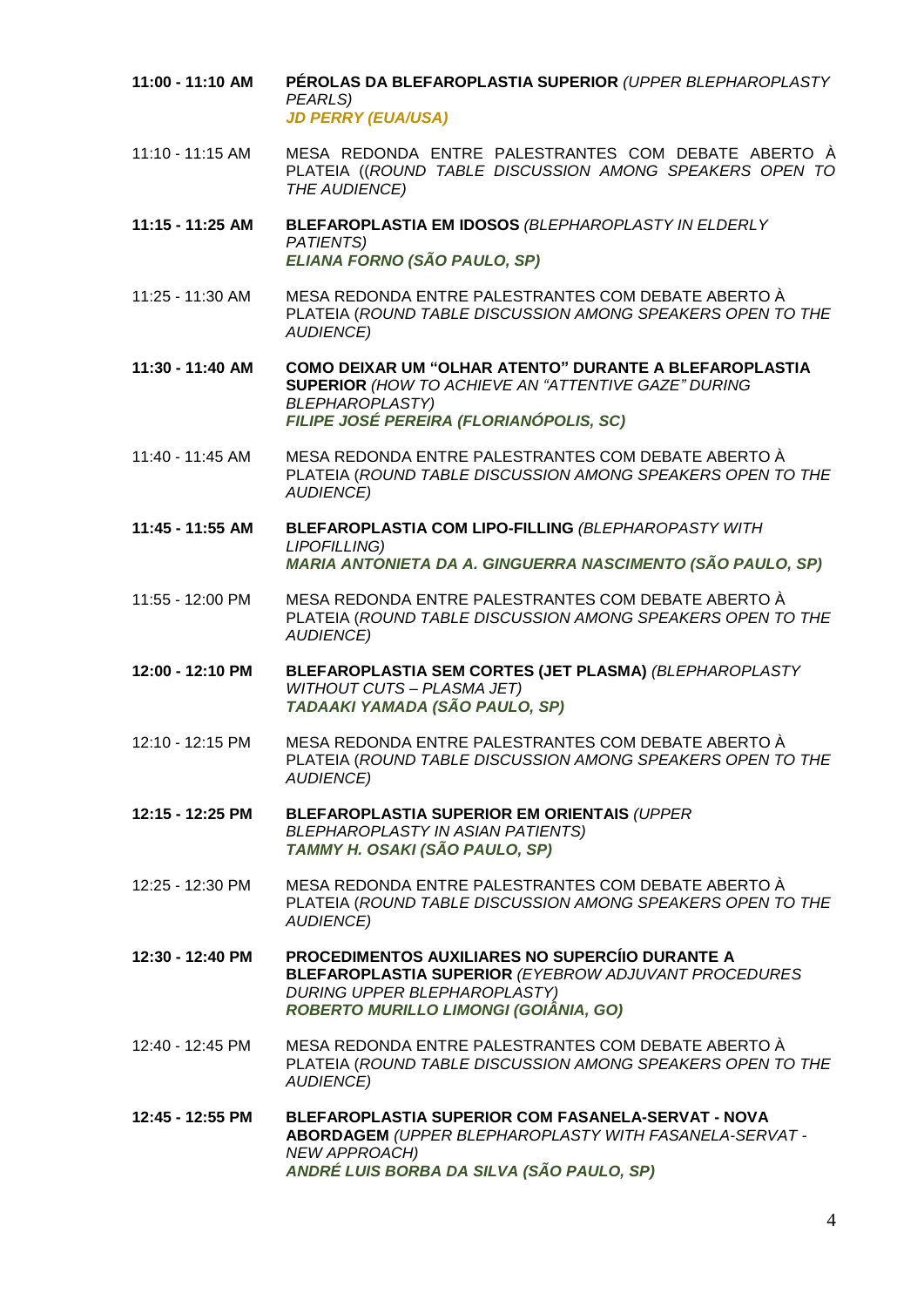**11:00 - 11:10 AM** **PÉROLAS DA BLEFAROPLASTIA SUPERIOR** *(UPPER BLEPHAROPLASTY PEARLS)*
***JD PERRY (EUA/USA)***

11:10 - 11:15 AM MESA REDONDA ENTRE PALESTRANTES COM DEBATE ABERTO À PLATEIA ((*ROUND TABLE DISCUSSION AMONG SPEAKERS OPEN TO THE AUDIENCE)*

**11:15 - 11:25 AM** **BLEFAROPLASTIA EM IDOSOS** *(BLEPHAROPLASTY IN ELDERLY PATIENTS)*
***ELIANA FORNO (SÃO PAULO, SP)***

11:25 - 11:30 AM MESA REDONDA ENTRE PALESTRANTES COM DEBATE ABERTO À PLATEIA (*ROUND TABLE DISCUSSION AMONG SPEAKERS OPEN TO THE AUDIENCE)*

**11:30 - 11:40 AM** **COMO DEIXAR UM "OLHAR ATENTO" DURANTE A BLEFAROPLASTIA SUPERIOR** *(HOW TO ACHIEVE AN "ATTENTIVE GAZE" DURING BLEPHAROPLASTY)*
***FILIPE JOSÉ PEREIRA (FLORIANÓPOLIS, SC)***

11:40 - 11:45 AM MESA REDONDA ENTRE PALESTRANTES COM DEBATE ABERTO À PLATEIA (*ROUND TABLE DISCUSSION AMONG SPEAKERS OPEN TO THE AUDIENCE)*

**11:45 - 11:55 AM** **BLEFAROPLASTIA COM LIPO-FILLING** *(BLEPHAROPASTY WITH LIPOFILLING)*
***MARIA ANTONIETA DA A. GINGUERRA NASCIMENTO (SÃO PAULO, SP)***

11:55 - 12:00 PM MESA REDONDA ENTRE PALESTRANTES COM DEBATE ABERTO À PLATEIA (*ROUND TABLE DISCUSSION AMONG SPEAKERS OPEN TO THE AUDIENCE)*

**12:00 - 12:10 PM** **BLEFAROPLASTIA SEM CORTES (JET PLASMA)** *(BLEPHAROPLASTY WITHOUT CUTS – PLASMA JET)*
***TADAAKI YAMADA (SÃO PAULO, SP)***

12:10 - 12:15 PM MESA REDONDA ENTRE PALESTRANTES COM DEBATE ABERTO À PLATEIA (*ROUND TABLE DISCUSSION AMONG SPEAKERS OPEN TO THE AUDIENCE)*

**12:15 - 12:25 PM** **BLEFAROPLASTIA SUPERIOR EM ORIENTAIS** *(UPPER BLEPHAROPLASTY IN ASIAN PATIENTS)*
***TAMMY H. OSAKI (SÃO PAULO, SP)***

12:25 - 12:30 PM MESA REDONDA ENTRE PALESTRANTES COM DEBATE ABERTO À PLATEIA (*ROUND TABLE DISCUSSION AMONG SPEAKERS OPEN TO THE AUDIENCE)*

**12:30 - 12:40 PM** **PROCEDIMENTOS AUXILIARES NO SUPERCÍIO DURANTE A BLEFAROPLASTIA SUPERIOR** *(EYEBROW ADJUVANT PROCEDURES DURING UPPER BLEPHAROPLASTY)*
***ROBERTO MURILLO LIMONGI (GOIÂNIA, GO)***

12:40 - 12:45 PM MESA REDONDA ENTRE PALESTRANTES COM DEBATE ABERTO À PLATEIA (*ROUND TABLE DISCUSSION AMONG SPEAKERS OPEN TO THE AUDIENCE)*

**12:45 - 12:55 PM** **BLEFAROPLASTIA SUPERIOR COM FASANELA-SERVAT - NOVA ABORDAGEM** *(UPPER BLEPHAROPLASTY WITH FASANELA-SERVAT - NEW APPROACH)*
***ANDRÉ LUIS BORBA DA SILVA (SÃO PAULO, SP)***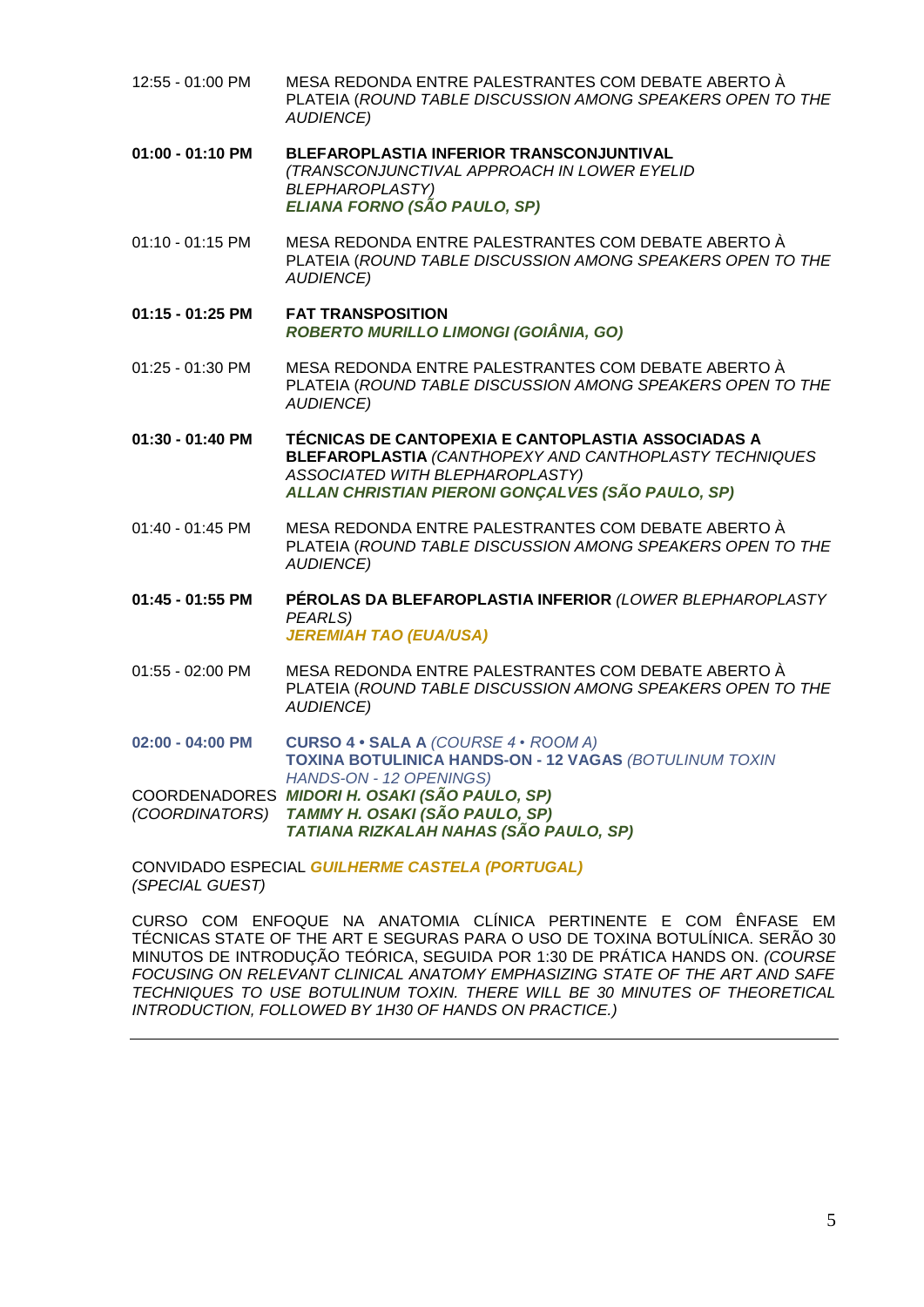12:55 - 01:00 PM — MESA REDONDA ENTRE PALESTRANTES COM DEBATE ABERTO À PLATEIA (*ROUND TABLE DISCUSSION AMONG SPEAKERS OPEN TO THE AUDIENCE)*

**01:00 - 01:10 PM** — **BLEFAROPLASTIA INFERIOR TRANSCONJUNTIVAL**
*(TRANSCONJUNCTIVAL APPROACH IN LOWER EYELID BLEPHAROPLASTY)*
***ELIANA FORNO (SÃO PAULO, SP)***

01:10 - 01:15 PM — MESA REDONDA ENTRE PALESTRANTES COM DEBATE ABERTO À PLATEIA (*ROUND TABLE DISCUSSION AMONG SPEAKERS OPEN TO THE AUDIENCE)*

**01:15 - 01:25 PM** — **FAT TRANSPOSITION**
***ROBERTO MURILLO LIMONGI (GOIÂNIA, GO)***

01:25 - 01:30 PM — MESA REDONDA ENTRE PALESTRANTES COM DEBATE ABERTO À PLATEIA (*ROUND TABLE DISCUSSION AMONG SPEAKERS OPEN TO THE AUDIENCE)*

**01:30 - 01:40 PM** — **TÉCNICAS DE CANTOPEXIA E CANTOPLASTIA ASSOCIADAS A BLEFAROPLASTIA** *(CANTHOPEXY AND CANTHOPLASTY TECHNIQUES ASSOCIATED WITH BLEPHAROPLASTY)*
***ALLAN CHRISTIAN PIERONI GONÇALVES (SÃO PAULO, SP)***

01:40 - 01:45 PM — MESA REDONDA ENTRE PALESTRANTES COM DEBATE ABERTO À PLATEIA (*ROUND TABLE DISCUSSION AMONG SPEAKERS OPEN TO THE AUDIENCE)*

**01:45 - 01:55 PM** — **PÉROLAS DA BLEFAROPLASTIA INFERIOR** *(LOWER BLEPHAROPLASTY PEARLS)*
***JEREMIAH TAO (EUA/USA)***

01:55 - 02:00 PM — MESA REDONDA ENTRE PALESTRANTES COM DEBATE ABERTO À PLATEIA (*ROUND TABLE DISCUSSION AMONG SPEAKERS OPEN TO THE AUDIENCE)*

**02:00 - 04:00 PM** — **CURSO 4 • SALA A** *(COURSE 4 • ROOM A)*
**TOXINA BOTULINICA HANDS-ON - 12 VAGAS** *(BOTULINUM TOXIN HANDS-ON - 12 OPENINGS)*

COORDENADORES *(COORDINATORS)*
***MIDORI H. OSAKI (SÃO PAULO, SP)***
***TAMMY H. OSAKI (SÃO PAULO, SP)***
***TATIANA RIZKALAH NAHAS (SÃO PAULO, SP)***

CONVIDADO ESPECIAL *(SPECIAL GUEST)* ***GUILHERME CASTELA (PORTUGAL)***

CURSO COM ENFOQUE NA ANATOMIA CLÍNICA PERTINENTE E COM ÊNFASE EM TÉCNICAS STATE OF THE ART E SEGURAS PARA O USO DE TOXINA BOTULÍNICA. SERÃO 30 MINUTOS DE INTRODUÇÃO TEÓRICA, SEGUIDA POR 1:30 DE PRÁTICA HANDS ON. *(COURSE FOCUSING ON RELEVANT CLINICAL ANATOMY EMPHASIZING STATE OF THE ART AND SAFE TECHNIQUES TO USE BOTULINUM TOXIN. THERE WILL BE 30 MINUTES OF THEORETICAL INTRODUCTION, FOLLOWED BY 1H30 OF HANDS ON PRACTICE.)*

---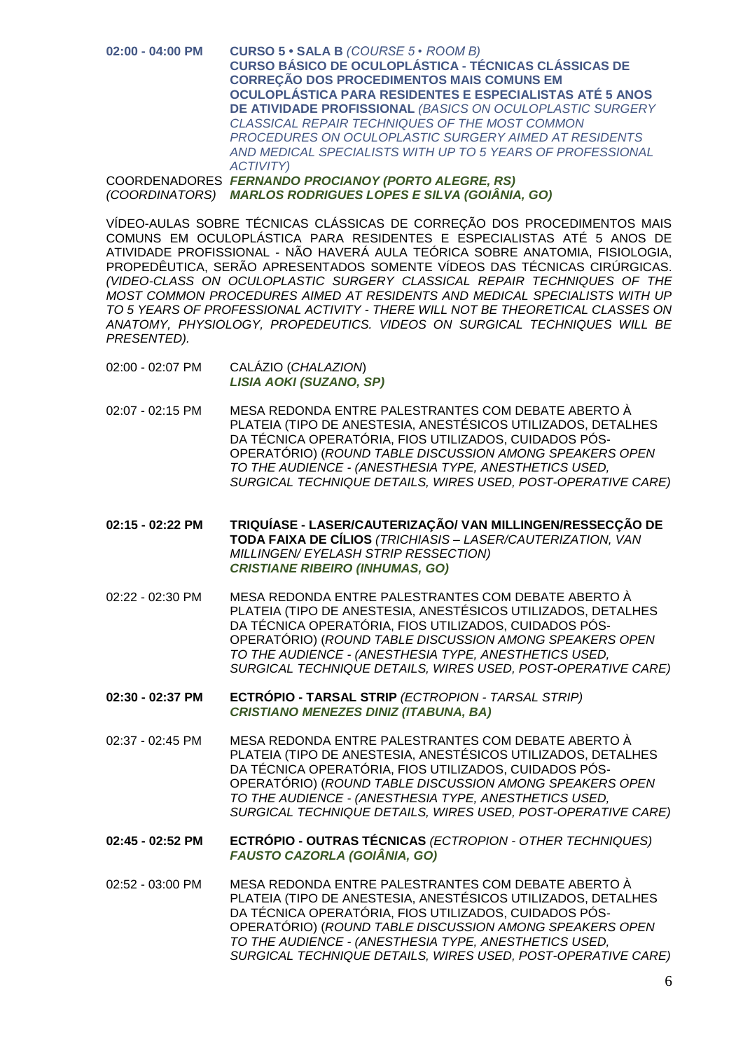**02:00 - 04:00 PM** **CURSO 5 • SALA B** *(COURSE 5 • ROOM B)*
**CURSO BÁSICO DE OCULOPLÁSTICA - TÉCNICAS CLÁSSICAS DE CORREÇÃO DOS PROCEDIMENTOS MAIS COMUNS EM OCULOPLÁSTICA PARA RESIDENTES E ESPECIALISTAS ATÉ 5 ANOS DE ATIVIDADE PROFISSIONAL** *(BASICS ON OCULOPLASTIC SURGERY CLASSICAL REPAIR TECHNIQUES OF THE MOST COMMON PROCEDURES ON OCULOPLASTIC SURGERY AIMED AT RESIDENTS AND MEDICAL SPECIALISTS WITH UP TO 5 YEARS OF PROFESSIONAL ACTIVITY)*

COORDENADORES *(COORDINATORS)* ***FERNANDO PROCIANOY (PORTO ALEGRE, RS)***
***MARLOS RODRIGUES LOPES E SILVA (GOIÂNIA, GO)***

VÍDEO-AULAS SOBRE TÉCNICAS CLÁSSICAS DE CORREÇÃO DOS PROCEDIMENTOS MAIS COMUNS EM OCULOPLÁSTICA PARA RESIDENTES E ESPECIALISTAS ATÉ 5 ANOS DE ATIVIDADE PROFISSIONAL - NÃO HAVERÁ AULA TEÓRICA SOBRE ANATOMIA, FISIOLOGIA, PROPEDÊUTICA, SERÃO APRESENTADOS SOMENTE VÍDEOS DAS TÉCNICAS CIRÚRGICAS. *(VIDEO-CLASS ON OCULOPLASTIC SURGERY CLASSICAL REPAIR TECHNIQUES OF THE MOST COMMON PROCEDURES AIMED AT RESIDENTS AND MEDICAL SPECIALISTS WITH UP TO 5 YEARS OF PROFESSIONAL ACTIVITY - THERE WILL NOT BE THEORETICAL CLASSES ON ANATOMY, PHYSIOLOGY, PROPEDEUTICS. VIDEOS ON SURGICAL TECHNIQUES WILL BE PRESENTED).*

02:00 - 02:07 PM CALÁZIO (*CHALAZION*)
***LISIA AOKI (SUZANO, SP)***

02:07 - 02:15 PM MESA REDONDA ENTRE PALESTRANTES COM DEBATE ABERTO À PLATEIA (TIPO DE ANESTESIA, ANESTÉSICOS UTILIZADOS, DETALHES DA TÉCNICA OPERATÓRIA, FIOS UTILIZADOS, CUIDADOS PÓS-OPERATÓRIO) (*ROUND TABLE DISCUSSION AMONG SPEAKERS OPEN TO THE AUDIENCE - (ANESTHESIA TYPE, ANESTHETICS USED, SURGICAL TECHNIQUE DETAILS, WIRES USED, POST-OPERATIVE CARE)*

**02:15 - 02:22 PM** **TRIQUÍASE - LASER/CAUTERIZAÇÃO/ VAN MILLINGEN/RESSECÇÃO DE TODA FAIXA DE CÍLIOS** *(TRICHIASIS – LASER/CAUTERIZATION, VAN MILLINGEN/ EYELASH STRIP RESSECTION)*
***CRISTIANE RIBEIRO (INHUMAS, GO)***

02:22 - 02:30 PM MESA REDONDA ENTRE PALESTRANTES COM DEBATE ABERTO À PLATEIA (TIPO DE ANESTESIA, ANESTÉSICOS UTILIZADOS, DETALHES DA TÉCNICA OPERATÓRIA, FIOS UTILIZADOS, CUIDADOS PÓS-OPERATÓRIO) (*ROUND TABLE DISCUSSION AMONG SPEAKERS OPEN TO THE AUDIENCE - (ANESTHESIA TYPE, ANESTHETICS USED, SURGICAL TECHNIQUE DETAILS, WIRES USED, POST-OPERATIVE CARE)*

**02:30 - 02:37 PM** **ECTRÓPIO - TARSAL STRIP** *(ECTROPION - TARSAL STRIP)*
***CRISTIANO MENEZES DINIZ (ITABUNA, BA)***

02:37 - 02:45 PM MESA REDONDA ENTRE PALESTRANTES COM DEBATE ABERTO À PLATEIA (TIPO DE ANESTESIA, ANESTÉSICOS UTILIZADOS, DETALHES DA TÉCNICA OPERATÓRIA, FIOS UTILIZADOS, CUIDADOS PÓS-OPERATÓRIO) (*ROUND TABLE DISCUSSION AMONG SPEAKERS OPEN TO THE AUDIENCE - (ANESTHESIA TYPE, ANESTHETICS USED, SURGICAL TECHNIQUE DETAILS, WIRES USED, POST-OPERATIVE CARE)*

**02:45 - 02:52 PM** **ECTRÓPIO - OUTRAS TÉCNICAS** *(ECTROPION - OTHER TECHNIQUES)*
***FAUSTO CAZORLA (GOIÂNIA, GO)***

02:52 - 03:00 PM MESA REDONDA ENTRE PALESTRANTES COM DEBATE ABERTO À PLATEIA (TIPO DE ANESTESIA, ANESTÉSICOS UTILIZADOS, DETALHES DA TÉCNICA OPERATÓRIA, FIOS UTILIZADOS, CUIDADOS PÓS-OPERATÓRIO) (*ROUND TABLE DISCUSSION AMONG SPEAKERS OPEN TO THE AUDIENCE - (ANESTHESIA TYPE, ANESTHETICS USED, SURGICAL TECHNIQUE DETAILS, WIRES USED, POST-OPERATIVE CARE)*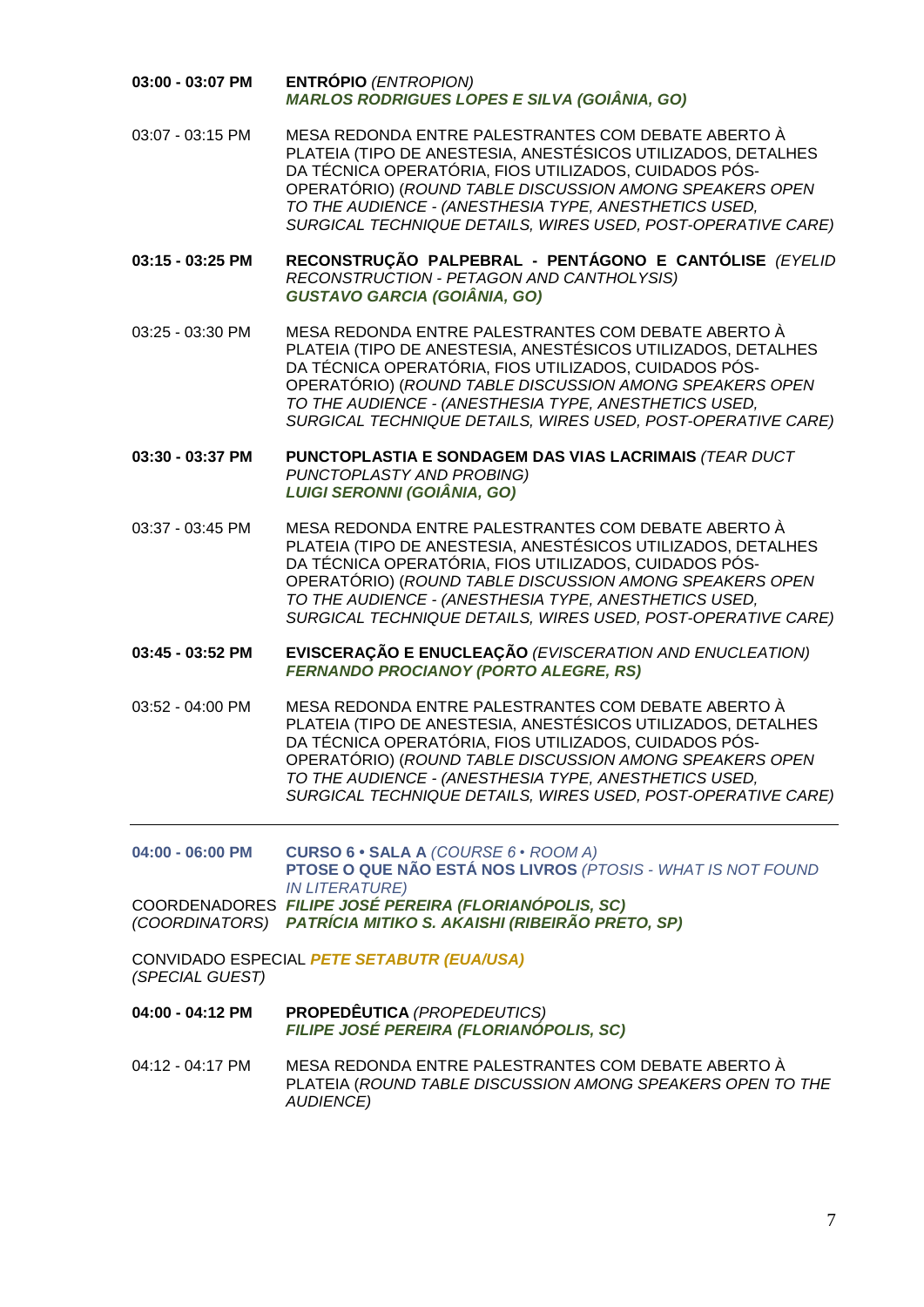**03:00 - 03:07 PM** **ENTRÓPIO** *(ENTROPION)*
***MARLOS RODRIGUES LOPES E SILVA (GOIÂNIA, GO)***

03:07 - 03:15 PM MESA REDONDA ENTRE PALESTRANTES COM DEBATE ABERTO À PLATEIA (TIPO DE ANESTESIA, ANESTÉSICOS UTILIZADOS, DETALHES DA TÉCNICA OPERATÓRIA, FIOS UTILIZADOS, CUIDADOS PÓS-OPERATÓRIO) (*ROUND TABLE DISCUSSION AMONG SPEAKERS OPEN TO THE AUDIENCE - (ANESTHESIA TYPE, ANESTHETICS USED, SURGICAL TECHNIQUE DETAILS, WIRES USED, POST-OPERATIVE CARE)*

**03:15 - 03:25 PM** **RECONSTRUÇÃO PALPEBRAL - PENTÁGONO E CANTÓLISE** *(EYELID RECONSTRUCTION - PETAGON AND CANTHOLYSIS)*
***GUSTAVO GARCIA (GOIÂNIA, GO)***

03:25 - 03:30 PM MESA REDONDA ENTRE PALESTRANTES COM DEBATE ABERTO À PLATEIA (TIPO DE ANESTESIA, ANESTÉSICOS UTILIZADOS, DETALHES DA TÉCNICA OPERATÓRIA, FIOS UTILIZADOS, CUIDADOS PÓS-OPERATÓRIO) (*ROUND TABLE DISCUSSION AMONG SPEAKERS OPEN TO THE AUDIENCE - (ANESTHESIA TYPE, ANESTHETICS USED, SURGICAL TECHNIQUE DETAILS, WIRES USED, POST-OPERATIVE CARE)*

**03:30 - 03:37 PM** **PUNCTOPLASTIA E SONDAGEM DAS VIAS LACRIMAIS** *(TEAR DUCT PUNCTOPLASTY AND PROBING)*
***LUIGI SERONNI (GOIÂNIA, GO)***

03:37 - 03:45 PM MESA REDONDA ENTRE PALESTRANTES COM DEBATE ABERTO À PLATEIA (TIPO DE ANESTESIA, ANESTÉSICOS UTILIZADOS, DETALHES DA TÉCNICA OPERATÓRIA, FIOS UTILIZADOS, CUIDADOS PÓS-OPERATÓRIO) (*ROUND TABLE DISCUSSION AMONG SPEAKERS OPEN TO THE AUDIENCE - (ANESTHESIA TYPE, ANESTHETICS USED, SURGICAL TECHNIQUE DETAILS, WIRES USED, POST-OPERATIVE CARE)*

**03:45 - 03:52 PM** **EVISCERAÇÃO E ENUCLEAÇÃO** *(EVISCERATION AND ENUCLEATION)*
***FERNANDO PROCIANOY (PORTO ALEGRE, RS)***

03:52 - 04:00 PM MESA REDONDA ENTRE PALESTRANTES COM DEBATE ABERTO À PLATEIA (TIPO DE ANESTESIA, ANESTÉSICOS UTILIZADOS, DETALHES DA TÉCNICA OPERATÓRIA, FIOS UTILIZADOS, CUIDADOS PÓS-OPERATÓRIO) (*ROUND TABLE DISCUSSION AMONG SPEAKERS OPEN TO THE AUDIENCE - (ANESTHESIA TYPE, ANESTHETICS USED, SURGICAL TECHNIQUE DETAILS, WIRES USED, POST-OPERATIVE CARE)*

---

**04:00 - 06:00 PM** **CURSO 6 • SALA A** *(COURSE 6 • ROOM A)*
**PTOSE O QUE NÃO ESTÁ NOS LIVROS** *(PTOSIS - WHAT IS NOT FOUND IN LITERATURE)*

COORDENADORES *(COORDINATORS)* ***FILIPE JOSÉ PEREIRA (FLORIANÓPOLIS, SC)***
***PATRÍCIA MITIKO S. AKAISHI (RIBEIRÃO PRETO, SP)***

CONVIDADO ESPECIAL *(SPECIAL GUEST)* ***PETE SETABUTR (EUA/USA)***

**04:00 - 04:12 PM** **PROPEDÊUTICA** *(PROPEDEUTICS)*
***FILIPE JOSÉ PEREIRA (FLORIANÓPOLIS, SC)***

04:12 - 04:17 PM MESA REDONDA ENTRE PALESTRANTES COM DEBATE ABERTO À PLATEIA (*ROUND TABLE DISCUSSION AMONG SPEAKERS OPEN TO THE AUDIENCE)*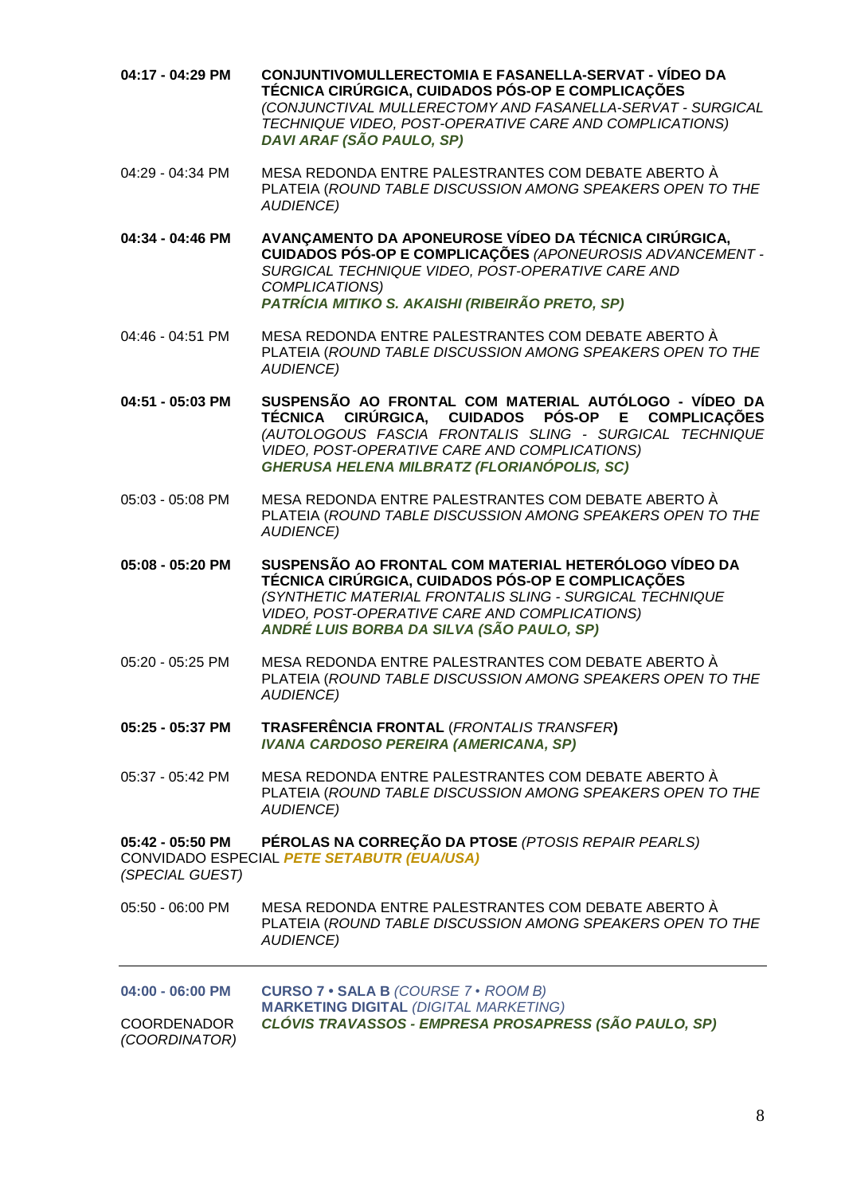**04:17 - 04:29 PM** **CONJUNTIVOMULLERECTOMIA E FASANELLA-SERVAT - VÍDEO DA TÉCNICA CIRÚRGICA, CUIDADOS PÓS-OP E COMPLICAÇÕES** *(CONJUNCTIVAL MULLERECTOMY AND FASANELLA-SERVAT - SURGICAL TECHNIQUE VIDEO, POST-OPERATIVE CARE AND COMPLICATIONS)*
***DAVI ARAF (SÃO PAULO, SP)***

04:29 - 04:34 PM MESA REDONDA ENTRE PALESTRANTES COM DEBATE ABERTO À PLATEIA (*ROUND TABLE DISCUSSION AMONG SPEAKERS OPEN TO THE AUDIENCE)*

**04:34 - 04:46 PM** **AVANÇAMENTO DA APONEUROSE VÍDEO DA TÉCNICA CIRÚRGICA, CUIDADOS PÓS-OP E COMPLICAÇÕES** *(APONEUROSIS ADVANCEMENT - SURGICAL TECHNIQUE VIDEO, POST-OPERATIVE CARE AND COMPLICATIONS)*
***PATRÍCIA MITIKO S. AKAISHI (RIBEIRÃO PRETO, SP)***

04:46 - 04:51 PM MESA REDONDA ENTRE PALESTRANTES COM DEBATE ABERTO À PLATEIA (*ROUND TABLE DISCUSSION AMONG SPEAKERS OPEN TO THE AUDIENCE)*

**04:51 - 05:03 PM** **SUSPENSÃO AO FRONTAL COM MATERIAL AUTÓLOGO - VÍDEO DA TÉCNICA CIRÚRGICA, CUIDADOS PÓS-OP E COMPLICAÇÕES** *(AUTOLOGOUS FASCIA FRONTALIS SLING - SURGICAL TECHNIQUE VIDEO, POST-OPERATIVE CARE AND COMPLICATIONS)*
***GHERUSA HELENA MILBRATZ (FLORIANÓPOLIS, SC)***

05:03 - 05:08 PM MESA REDONDA ENTRE PALESTRANTES COM DEBATE ABERTO À PLATEIA (*ROUND TABLE DISCUSSION AMONG SPEAKERS OPEN TO THE AUDIENCE)*

**05:08 - 05:20 PM** **SUSPENSÃO AO FRONTAL COM MATERIAL HETERÓLOGO VÍDEO DA TÉCNICA CIRÚRGICA, CUIDADOS PÓS-OP E COMPLICAÇÕES** *(SYNTHETIC MATERIAL FRONTALIS SLING - SURGICAL TECHNIQUE VIDEO, POST-OPERATIVE CARE AND COMPLICATIONS)*
***ANDRÉ LUIS BORBA DA SILVA (SÃO PAULO, SP)***

05:20 - 05:25 PM MESA REDONDA ENTRE PALESTRANTES COM DEBATE ABERTO À PLATEIA (*ROUND TABLE DISCUSSION AMONG SPEAKERS OPEN TO THE AUDIENCE)*

**05:25 - 05:37 PM** **TRASFERÊNCIA FRONTAL** (*FRONTALIS TRANSFER***)**
***IVANA CARDOSO PEREIRA (AMERICANA, SP)***

05:37 - 05:42 PM MESA REDONDA ENTRE PALESTRANTES COM DEBATE ABERTO À PLATEIA (*ROUND TABLE DISCUSSION AMONG SPEAKERS OPEN TO THE AUDIENCE)*

**05:42 - 05:50 PM** **PÉROLAS NA CORREÇÃO DA PTOSE** *(PTOSIS REPAIR PEARLS)*
CONVIDADO ESPECIAL ***PETE SETABUTR (EUA/USA)***
*(SPECIAL GUEST)*

05:50 - 06:00 PM MESA REDONDA ENTRE PALESTRANTES COM DEBATE ABERTO À PLATEIA (*ROUND TABLE DISCUSSION AMONG SPEAKERS OPEN TO THE AUDIENCE)*

---

**04:00 - 06:00 PM** **CURSO 7 • SALA B** *(COURSE 7 • ROOM B)*
**MARKETING DIGITAL** *(DIGITAL MARKETING)*

COORDENADOR *(COORDINATOR)* ***CLÓVIS TRAVASSOS - EMPRESA PROSAPRESS (SÃO PAULO, SP)***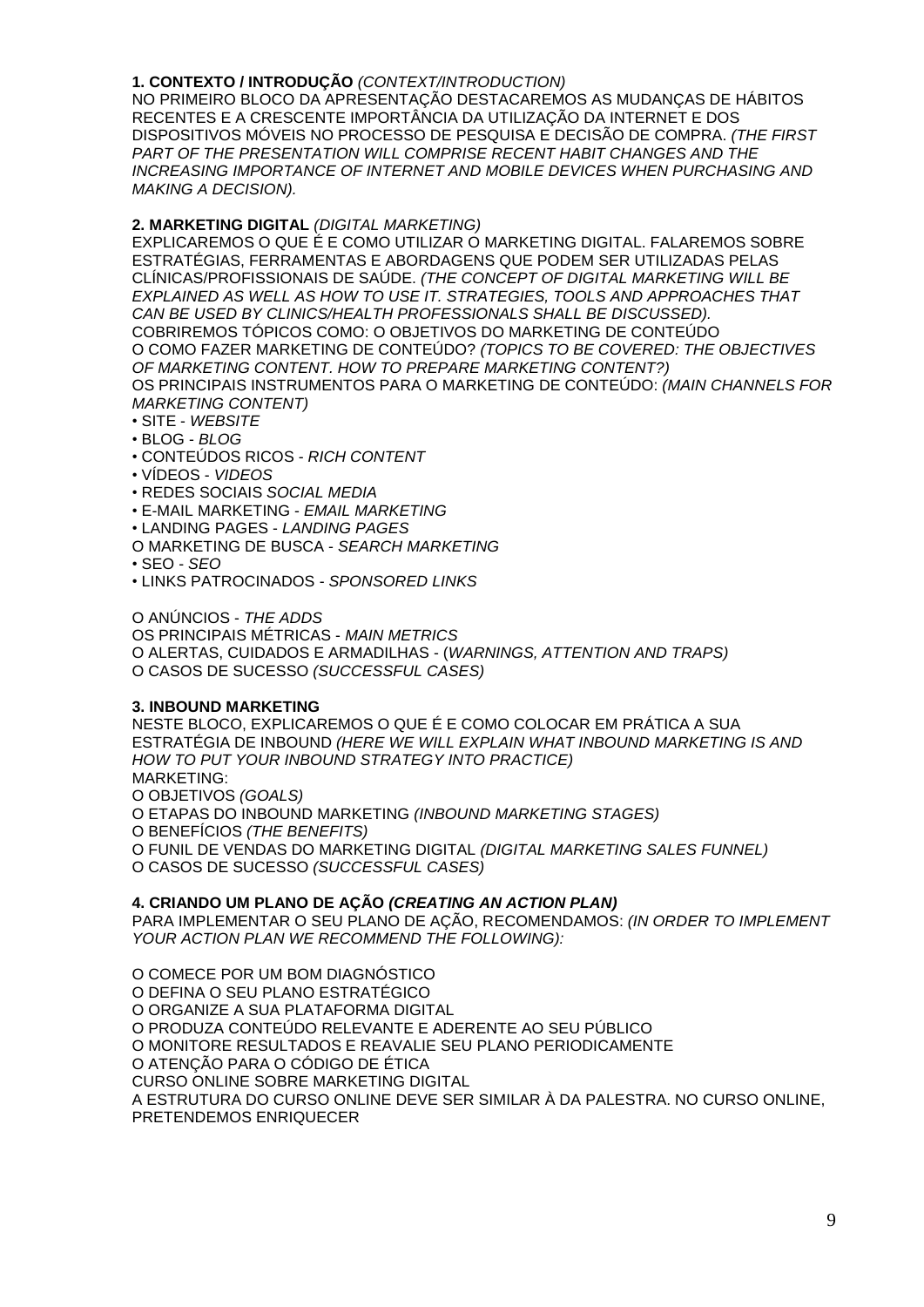**1. CONTEXTO / INTRODUÇÃO** *(CONTEXT/INTRODUCTION)*
NO PRIMEIRO BLOCO DA APRESENTAÇÃO DESTACAREMOS AS MUDANÇAS DE HÁBITOS RECENTES E A CRESCENTE IMPORTÂNCIA DA UTILIZAÇÃO DA INTERNET E DOS DISPOSITIVOS MÓVEIS NO PROCESSO DE PESQUISA E DECISÃO DE COMPRA. *(THE FIRST PART OF THE PRESENTATION WILL COMPRISE RECENT HABIT CHANGES AND THE INCREASING IMPORTANCE OF INTERNET AND MOBILE DEVICES WHEN PURCHASING AND MAKING A DECISION).*

**2. MARKETING DIGITAL** *(DIGITAL MARKETING)*
EXPLICAREMOS O QUE É E COMO UTILIZAR O MARKETING DIGITAL. FALAREMOS SOBRE ESTRATÉGIAS, FERRAMENTAS E ABORDAGENS QUE PODEM SER UTILIZADAS PELAS CLÍNICAS/PROFISSIONAIS DE SAÚDE. *(THE CONCEPT OF DIGITAL MARKETING WILL BE EXPLAINED AS WELL AS HOW TO USE IT. STRATEGIES, TOOLS AND APPROACHES THAT CAN BE USED BY CLINICS/HEALTH PROFESSIONALS SHALL BE DISCUSSED).*
COBRIREMOS TÓPICOS COMO: O OBJETIVOS DO MARKETING DE CONTEÚDO
O COMO FAZER MARKETING DE CONTEÚDO? *(TOPICS TO BE COVERED: THE OBJECTIVES OF MARKETING CONTENT. HOW TO PREPARE MARKETING CONTENT?)*
OS PRINCIPAIS INSTRUMENTOS PARA O MARKETING DE CONTEÚDO: *(MAIN CHANNELS FOR MARKETING CONTENT)*

- SITE - *WEBSITE*
- BLOG - *BLOG*
- CONTEÚDOS RICOS - *RICH CONTENT*
- VÍDEOS - *VIDEOS*
- REDES SOCIAIS *SOCIAL MEDIA*
- E-MAIL MARKETING - *EMAIL MARKETING*
- LANDING PAGES - *LANDING PAGES*

O MARKETING DE BUSCA - *SEARCH MARKETING*

- SEO - *SEO*
- LINKS PATROCINADOS - *SPONSORED LINKS*

O ANÚNCIOS - *THE ADDS*
OS PRINCIPAIS MÉTRICAS - *MAIN METRICS*
O ALERTAS, CUIDADOS E ARMADILHAS - (*WARNINGS, ATTENTION AND TRAPS)*
O CASOS DE SUCESSO *(SUCCESSFUL CASES)*

**3. INBOUND MARKETING**
NESTE BLOCO, EXPLICAREMOS O QUE É E COMO COLOCAR EM PRÁTICA A SUA ESTRATÉGIA DE INBOUND *(HERE WE WILL EXPLAIN WHAT INBOUND MARKETING IS AND HOW TO PUT YOUR INBOUND STRATEGY INTO PRACTICE)*
MARKETING:
O OBJETIVOS *(GOALS)*
O ETAPAS DO INBOUND MARKETING *(INBOUND MARKETING STAGES)*
O BENEFÍCIOS *(THE BENEFITS)*
O FUNIL DE VENDAS DO MARKETING DIGITAL *(DIGITAL MARKETING SALES FUNNEL)*
O CASOS DE SUCESSO *(SUCCESSFUL CASES)*

**4. CRIANDO UM PLANO DE AÇÃO *(CREATING AN ACTION PLAN)***
PARA IMPLEMENTAR O SEU PLANO DE AÇÃO, RECOMENDAMOS: *(IN ORDER TO IMPLEMENT YOUR ACTION PLAN WE RECOMMEND THE FOLLOWING):*

O COMECE POR UM BOM DIAGNÓSTICO
O DEFINA O SEU PLANO ESTRATÉGICO
O ORGANIZE A SUA PLATAFORMA DIGITAL
O PRODUZA CONTEÚDO RELEVANTE E ADERENTE AO SEU PÚBLICO
O MONITORE RESULTADOS E REAVALIE SEU PLANO PERIODICAMENTE
O ATENÇÃO PARA O CÓDIGO DE ÉTICA
CURSO ONLINE SOBRE MARKETING DIGITAL
A ESTRUTURA DO CURSO ONLINE DEVE SER SIMILAR À DA PALESTRA. NO CURSO ONLINE, PRETENDEMOS ENRIQUECER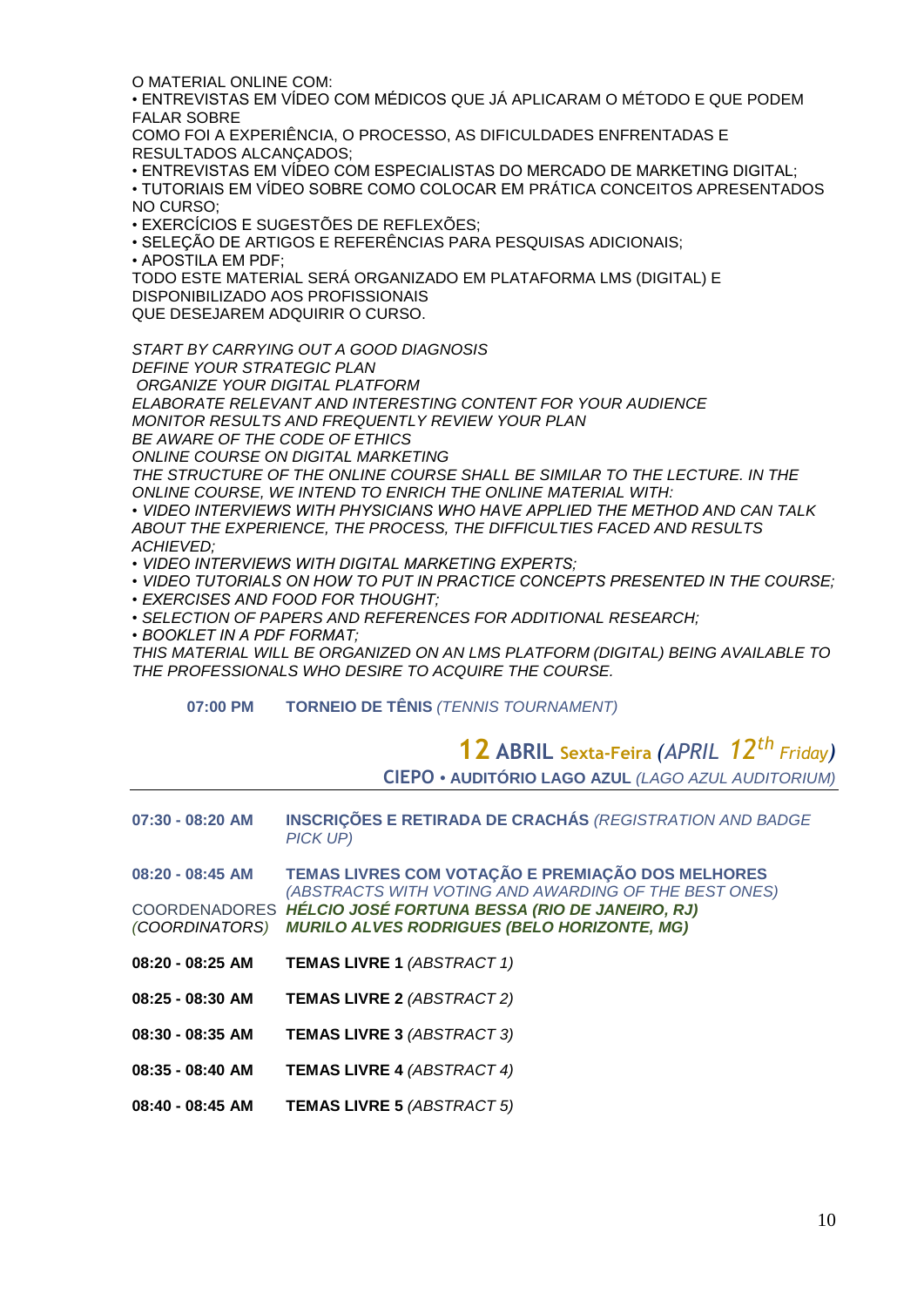O MATERIAL ONLINE COM:
• ENTREVISTAS EM VÍDEO COM MÉDICOS QUE JÁ APLICARAM O MÉTODO E QUE PODEM FALAR SOBRE
COMO FOI A EXPERIÊNCIA, O PROCESSO, AS DIFICULDADES ENFRENTADAS E RESULTADOS ALCANÇADOS;
• ENTREVISTAS EM VÍDEO COM ESPECIALISTAS DO MERCADO DE MARKETING DIGITAL;
• TUTORIAIS EM VÍDEO SOBRE COMO COLOCAR EM PRÁTICA CONCEITOS APRESENTADOS NO CURSO;
• EXERCÍCIOS E SUGESTÕES DE REFLEXÕES;
• SELEÇÃO DE ARTIGOS E REFERÊNCIAS PARA PESQUISAS ADICIONAIS;
• APOSTILA EM PDF;
TODO ESTE MATERIAL SERÁ ORGANIZADO EM PLATAFORMA LMS (DIGITAL) E DISPONIBILIZADO AOS PROFISSIONAIS
QUE DESEJAREM ADQUIRIR O CURSO.

*START BY CARRYING OUT A GOOD DIAGNOSIS*
*DEFINE YOUR STRATEGIC PLAN*
*ORGANIZE YOUR DIGITAL PLATFORM*
*ELABORATE RELEVANT AND INTERESTING CONTENT FOR YOUR AUDIENCE*
*MONITOR RESULTS AND FREQUENTLY REVIEW YOUR PLAN*
*BE AWARE OF THE CODE OF ETHICS*
*ONLINE COURSE ON DIGITAL MARKETING*
*THE STRUCTURE OF THE ONLINE COURSE SHALL BE SIMILAR TO THE LECTURE. IN THE ONLINE COURSE, WE INTEND TO ENRICH THE ONLINE MATERIAL WITH:*
*• VIDEO INTERVIEWS WITH PHYSICIANS WHO HAVE APPLIED THE METHOD AND CAN TALK ABOUT THE EXPERIENCE, THE PROCESS, THE DIFFICULTIES FACED AND RESULTS ACHIEVED;*
*• VIDEO INTERVIEWS WITH DIGITAL MARKETING EXPERTS;*
*• VIDEO TUTORIALS ON HOW TO PUT IN PRACTICE CONCEPTS PRESENTED IN THE COURSE;*
*• EXERCISES AND FOOD FOR THOUGHT;*
*• SELECTION OF PAPERS AND REFERENCES FOR ADDITIONAL RESEARCH;*
*• BOOKLET IN A PDF FORMAT;*
*THIS MATERIAL WILL BE ORGANIZED ON AN LMS PLATFORM (DIGITAL) BEING AVAILABLE TO THE PROFESSIONALS WHO DESIRE TO ACQUIRE THE COURSE.*

**07:00 PM** **TORNEIO DE TÊNIS** *(TENNIS TOURNAMENT)*

## 12 ABRIL Sexta-Feira *(APRIL 12th Friday)*

**CIEPO • AUDITÓRIO LAGO AZUL** *(LAGO AZUL AUDITORIUM)*

**07:30 - 08:20 AM** **INSCRIÇÕES E RETIRADA DE CRACHÁS** *(REGISTRATION AND BADGE PICK UP)*

**08:20 - 08:45 AM** **TEMAS LIVRES COM VOTAÇÃO E PREMIAÇÃO DOS MELHORES** *(ABSTRACTS WITH VOTING AND AWARDING OF THE BEST ONES)*

COORDENADORES *(COORDINATORS)* ***HÉLCIO JOSÉ FORTUNA BESSA (RIO DE JANEIRO, RJ)***
***MURILO ALVES RODRIGUES (BELO HORIZONTE, MG)***

**08:20 - 08:25 AM** **TEMAS LIVRE 1** *(ABSTRACT 1)*

**08:25 - 08:30 AM** **TEMAS LIVRE 2** *(ABSTRACT 2)*

**08:30 - 08:35 AM** **TEMAS LIVRE 3** *(ABSTRACT 3)*

**08:35 - 08:40 AM** **TEMAS LIVRE 4** *(ABSTRACT 4)*

**08:40 - 08:45 AM** **TEMAS LIVRE 5** *(ABSTRACT 5)*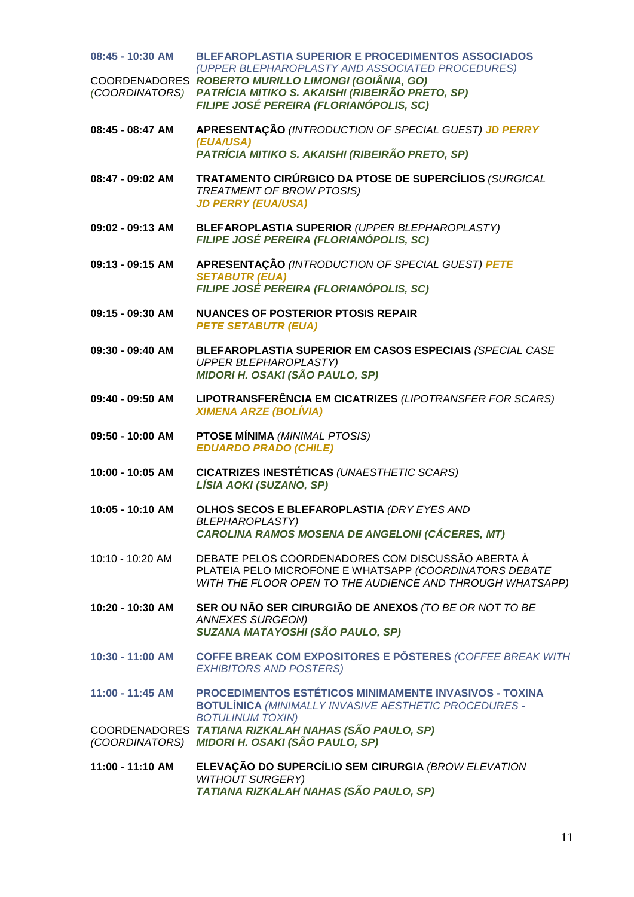**08:45 - 10:30 AM** **BLEFAROPLASTIA SUPERIOR E PROCEDIMENTOS ASSOCIADOS** *(UPPER BLEPHAROPLASTY AND ASSOCIATED PROCEDURES)*

COORDENADORES *(COORDINATORS)*
***ROBERTO MURILLO LIMONGI (GOIÂNIA, GO)***
***PATRÍCIA MITIKO S. AKAISHI (RIBEIRÃO PRETO, SP)***
***FILIPE JOSÉ PEREIRA (FLORIANÓPOLIS, SC)***

**08:45 - 08:47 AM** **APRESENTAÇÃO** *(INTRODUCTION OF SPECIAL GUEST)* ***JD PERRY (EUA/USA)***
***PATRÍCIA MITIKO S. AKAISHI (RIBEIRÃO PRETO, SP)***

**08:47 - 09:02 AM** **TRATAMENTO CIRÚRGICO DA PTOSE DE SUPERCÍLIOS** *(SURGICAL TREATMENT OF BROW PTOSIS)*
***JD PERRY (EUA/USA)***

**09:02 - 09:13 AM** **BLEFAROPLASTIA SUPERIOR** *(UPPER BLEPHAROPLASTY)*
***FILIPE JOSÉ PEREIRA (FLORIANÓPOLIS, SC)***

**09:13 - 09:15 AM** **APRESENTAÇÃO** *(INTRODUCTION OF SPECIAL GUEST)* ***PETE SETABUTR (EUA)***
***FILIPE JOSÉ PEREIRA (FLORIANÓPOLIS, SC)***

**09:15 - 09:30 AM** **NUANCES OF POSTERIOR PTOSIS REPAIR**
***PETE SETABUTR (EUA)***

**09:30 - 09:40 AM** **BLEFAROPLASTIA SUPERIOR EM CASOS ESPECIAIS** *(SPECIAL CASE UPPER BLEPHAROPLASTY)*
***MIDORI H. OSAKI (SÃO PAULO, SP)***

**09:40 - 09:50 AM** **LIPOTRANSFERÊNCIA EM CICATRIZES** *(LIPOTRANSFER FOR SCARS)*
***XIMENA ARZE (BOLÍVIA)***

**09:50 - 10:00 AM** **PTOSE MÍNIMA** *(MINIMAL PTOSIS)*
***EDUARDO PRADO (CHILE)***

**10:00 - 10:05 AM** **CICATRIZES INESTÉTICAS** *(UNAESTHETIC SCARS)*
***LÍSIA AOKI (SUZANO, SP)***

**10:05 - 10:10 AM** **OLHOS SECOS E BLEFAROPLASTIA** *(DRY EYES AND BLEPHAROPLASTY)*
***CAROLINA RAMOS MOSENA DE ANGELONI (CÁCERES, MT)***

10:10 - 10:20 AM DEBATE PELOS COORDENADORES COM DISCUSSÃO ABERTA À PLATEIA PELO MICROFONE E WHATSAPP *(COORDINATORS DEBATE WITH THE FLOOR OPEN TO THE AUDIENCE AND THROUGH WHATSAPP)*

**10:20 - 10:30 AM** **SER OU NÃO SER CIRURGIÃO DE ANEXOS** *(TO BE OR NOT TO BE ANNEXES SURGEON)*
***SUZANA MATAYOSHI (SÃO PAULO, SP)***

**10:30 - 11:00 AM** **COFFE BREAK COM EXPOSITORES E PÔSTERES** *(COFFEE BREAK WITH EXHIBITORS AND POSTERS)*

**11:00 - 11:45 AM** **PROCEDIMENTOS ESTÉTICOS MINIMAMENTE INVASIVOS - TOXINA BOTULÍNICA** *(MINIMALLY INVASIVE AESTHETIC PROCEDURES - BOTULINUM TOXIN)*

COORDENADORES *(COORDINATORS)*
***TATIANA RIZKALAH NAHAS (SÃO PAULO, SP)***
***MIDORI H. OSAKI (SÃO PAULO, SP)***

**11:00 - 11:10 AM** **ELEVAÇÃO DO SUPERCÍLIO SEM CIRURGIA** *(BROW ELEVATION WITHOUT SURGERY)*
***TATIANA RIZKALAH NAHAS (SÃO PAULO, SP)***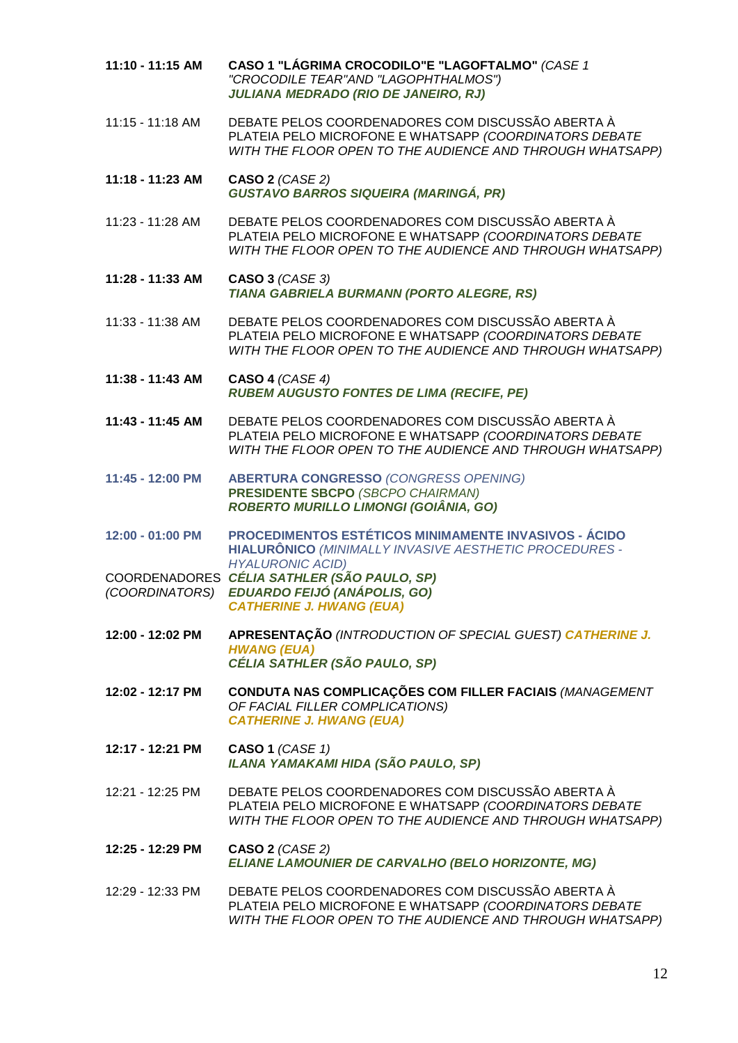**11:10 - 11:15 AM** **CASO 1 "LÁGRIMA CROCODILO"E "LAGOFTALMO"** *(CASE 1 "CROCODILE TEAR"AND "LAGOPHTHALMOS")*
***JULIANA MEDRADO (RIO DE JANEIRO, RJ)***

11:15 - 11:18 AM DEBATE PELOS COORDENADORES COM DISCUSSÃO ABERTA À PLATEIA PELO MICROFONE E WHATSAPP *(COORDINATORS DEBATE WITH THE FLOOR OPEN TO THE AUDIENCE AND THROUGH WHATSAPP)*

**11:18 - 11:23 AM** **CASO 2** *(CASE 2)*
***GUSTAVO BARROS SIQUEIRA (MARINGÁ, PR)***

11:23 - 11:28 AM DEBATE PELOS COORDENADORES COM DISCUSSÃO ABERTA À PLATEIA PELO MICROFONE E WHATSAPP *(COORDINATORS DEBATE WITH THE FLOOR OPEN TO THE AUDIENCE AND THROUGH WHATSAPP)*

**11:28 - 11:33 AM** **CASO 3** *(CASE 3)*
***TIANA GABRIELA BURMANN (PORTO ALEGRE, RS)***

11:33 - 11:38 AM DEBATE PELOS COORDENADORES COM DISCUSSÃO ABERTA À PLATEIA PELO MICROFONE E WHATSAPP *(COORDINATORS DEBATE WITH THE FLOOR OPEN TO THE AUDIENCE AND THROUGH WHATSAPP)*

**11:38 - 11:43 AM** **CASO 4** *(CASE 4)*
***RUBEM AUGUSTO FONTES DE LIMA (RECIFE, PE)***

**11:43 - 11:45 AM** DEBATE PELOS COORDENADORES COM DISCUSSÃO ABERTA À PLATEIA PELO MICROFONE E WHATSAPP *(COORDINATORS DEBATE WITH THE FLOOR OPEN TO THE AUDIENCE AND THROUGH WHATSAPP)*

**11:45 - 12:00 PM** **ABERTURA CONGRESSO** *(CONGRESS OPENING)*
**PRESIDENTE SBCPO** *(SBCPO CHAIRMAN)*
***ROBERTO MURILLO LIMONGI (GOIÂNIA, GO)***

**12:00 - 01:00 PM** **PROCEDIMENTOS ESTÉTICOS MINIMAMENTE INVASIVOS - ÁCIDO HIALURÔNICO** *(MINIMALLY INVASIVE AESTHETIC PROCEDURES - HYALURONIC ACID)*

COORDENADORES *(COORDINATORS)*
***CÉLIA SATHLER (SÃO PAULO, SP)***
***EDUARDO FEIJÓ (ANÁPOLIS, GO)***
***CATHERINE J. HWANG (EUA)***

**12:00 - 12:02 PM** **APRESENTAÇÃO** *(INTRODUCTION OF SPECIAL GUEST)* ***CATHERINE J. HWANG (EUA)***
***CÉLIA SATHLER (SÃO PAULO, SP)***

**12:02 - 12:17 PM** **CONDUTA NAS COMPLICAÇÕES COM FILLER FACIAIS** *(MANAGEMENT OF FACIAL FILLER COMPLICATIONS)*
***CATHERINE J. HWANG (EUA)***

**12:17 - 12:21 PM** **CASO 1** *(CASE 1)*
***ILANA YAMAKAMI HIDA (SÃO PAULO, SP)***

12:21 - 12:25 PM DEBATE PELOS COORDENADORES COM DISCUSSÃO ABERTA À PLATEIA PELO MICROFONE E WHATSAPP *(COORDINATORS DEBATE WITH THE FLOOR OPEN TO THE AUDIENCE AND THROUGH WHATSAPP)*

**12:25 - 12:29 PM** **CASO 2** *(CASE 2)*
***ELIANE LAMOUNIER DE CARVALHO (BELO HORIZONTE, MG)***

12:29 - 12:33 PM DEBATE PELOS COORDENADORES COM DISCUSSÃO ABERTA À PLATEIA PELO MICROFONE E WHATSAPP *(COORDINATORS DEBATE WITH THE FLOOR OPEN TO THE AUDIENCE AND THROUGH WHATSAPP)*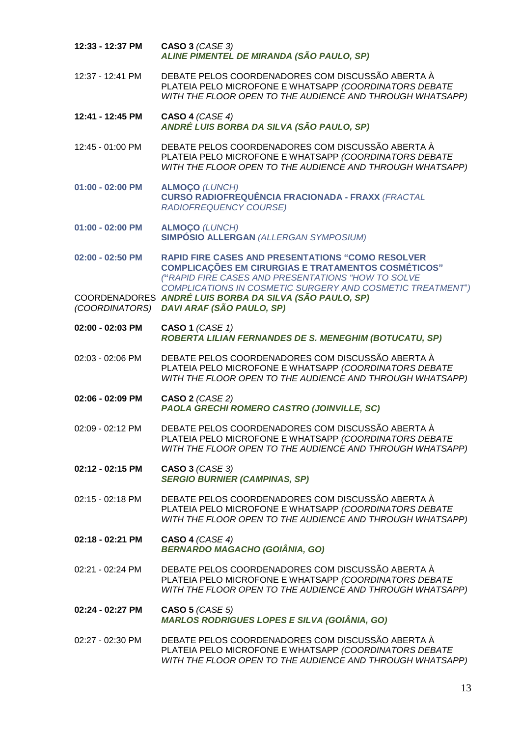**12:33 - 12:37 PM** **CASO 3** *(CASE 3)*
***ALINE PIMENTEL DE MIRANDA (SÃO PAULO, SP)***

12:37 - 12:41 PM DEBATE PELOS COORDENADORES COM DISCUSSÃO ABERTA À PLATEIA PELO MICROFONE E WHATSAPP *(COORDINATORS DEBATE WITH THE FLOOR OPEN TO THE AUDIENCE AND THROUGH WHATSAPP)*

**12:41 - 12:45 PM** **CASO 4** *(CASE 4)*
***ANDRÉ LUIS BORBA DA SILVA (SÃO PAULO, SP)***

12:45 - 01:00 PM DEBATE PELOS COORDENADORES COM DISCUSSÃO ABERTA À PLATEIA PELO MICROFONE E WHATSAPP *(COORDINATORS DEBATE WITH THE FLOOR OPEN TO THE AUDIENCE AND THROUGH WHATSAPP)*

**01:00 - 02:00 PM** **ALMOÇO** *(LUNCH)*
**CURSO RADIOFREQUÊNCIA FRACIONADA - FRAXX** *(FRACTAL RADIOFREQUENCY COURSE)*

**01:00 - 02:00 PM** **ALMOÇO** *(LUNCH)*
**SIMPÓSIO ALLERGAN** *(ALLERGAN SYMPOSIUM)*

**02:00 - 02:50 PM** **RAPID FIRE CASES AND PRESENTATIONS "COMO RESOLVER COMPLICAÇÕES EM CIRURGIAS E TRATAMENTOS COSMÉTICOS"** *("RAPID FIRE CASES AND PRESENTATIONS "HOW TO SOLVE COMPLICATIONS IN COSMETIC SURGERY AND COSMETIC TREATMENT")*

COORDENADORES *(COORDINATORS)* ***ANDRÉ LUIS BORBA DA SILVA (SÃO PAULO, SP)***
***DAVI ARAF (SÃO PAULO, SP)***

**02:00 - 02:03 PM** **CASO 1** *(CASE 1)*
***ROBERTA LILIAN FERNANDES DE S. MENEGHIM (BOTUCATU, SP)***

02:03 - 02:06 PM DEBATE PELOS COORDENADORES COM DISCUSSÃO ABERTA À PLATEIA PELO MICROFONE E WHATSAPP *(COORDINATORS DEBATE WITH THE FLOOR OPEN TO THE AUDIENCE AND THROUGH WHATSAPP)*

**02:06 - 02:09 PM** **CASO 2** *(CASE 2)*
***PAOLA GRECHI ROMERO CASTRO (JOINVILLE, SC)***

02:09 - 02:12 PM DEBATE PELOS COORDENADORES COM DISCUSSÃO ABERTA À PLATEIA PELO MICROFONE E WHATSAPP *(COORDINATORS DEBATE WITH THE FLOOR OPEN TO THE AUDIENCE AND THROUGH WHATSAPP)*

**02:12 - 02:15 PM** **CASO 3** *(CASE 3)*
***SERGIO BURNIER (CAMPINAS, SP)***

02:15 - 02:18 PM DEBATE PELOS COORDENADORES COM DISCUSSÃO ABERTA À PLATEIA PELO MICROFONE E WHATSAPP *(COORDINATORS DEBATE WITH THE FLOOR OPEN TO THE AUDIENCE AND THROUGH WHATSAPP)*

**02:18 - 02:21 PM** **CASO 4** *(CASE 4)*
***BERNARDO MAGACHO (GOIÂNIA, GO)***

02:21 - 02:24 PM DEBATE PELOS COORDENADORES COM DISCUSSÃO ABERTA À PLATEIA PELO MICROFONE E WHATSAPP *(COORDINATORS DEBATE WITH THE FLOOR OPEN TO THE AUDIENCE AND THROUGH WHATSAPP)*

**02:24 - 02:27 PM** **CASO 5** *(CASE 5)*
***MARLOS RODRIGUES LOPES E SILVA (GOIÂNIA, GO)***

02:27 - 02:30 PM DEBATE PELOS COORDENADORES COM DISCUSSÃO ABERTA À PLATEIA PELO MICROFONE E WHATSAPP *(COORDINATORS DEBATE WITH THE FLOOR OPEN TO THE AUDIENCE AND THROUGH WHATSAPP)*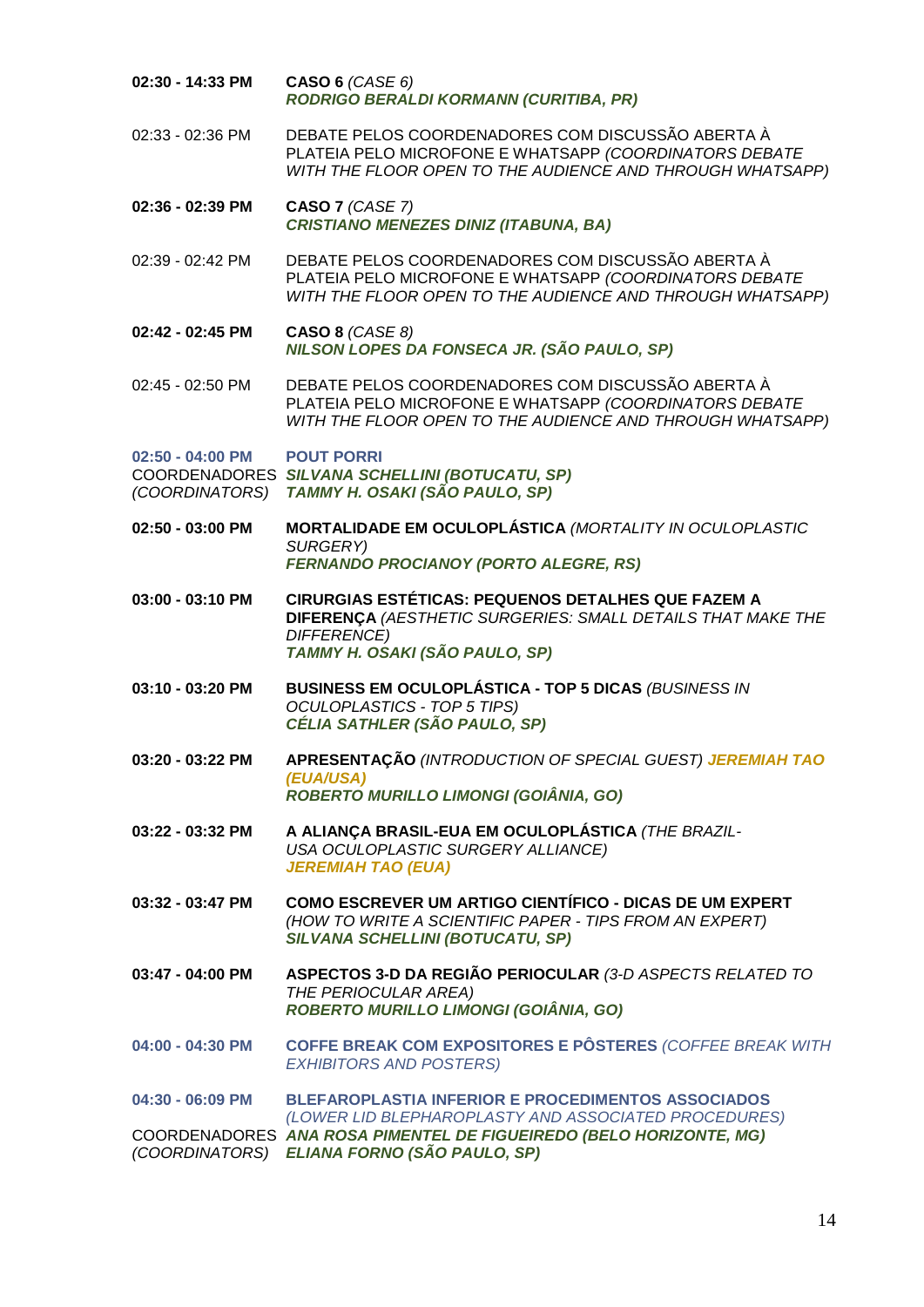**02:30 - 14:33 PM** **CASO 6** *(CASE 6)*
***RODRIGO BERALDI KORMANN (CURITIBA, PR)***

02:33 - 02:36 PM DEBATE PELOS COORDENADORES COM DISCUSSÃO ABERTA À PLATEIA PELO MICROFONE E WHATSAPP *(COORDINATORS DEBATE WITH THE FLOOR OPEN TO THE AUDIENCE AND THROUGH WHATSAPP)*

**02:36 - 02:39 PM** **CASO 7** *(CASE 7)*
***CRISTIANO MENEZES DINIZ (ITABUNA, BA)***

02:39 - 02:42 PM DEBATE PELOS COORDENADORES COM DISCUSSÃO ABERTA À PLATEIA PELO MICROFONE E WHATSAPP *(COORDINATORS DEBATE WITH THE FLOOR OPEN TO THE AUDIENCE AND THROUGH WHATSAPP)*

**02:42 - 02:45 PM** **CASO 8** *(CASE 8)*
***NILSON LOPES DA FONSECA JR. (SÃO PAULO, SP)***

02:45 - 02:50 PM DEBATE PELOS COORDENADORES COM DISCUSSÃO ABERTA À PLATEIA PELO MICROFONE E WHATSAPP *(COORDINATORS DEBATE WITH THE FLOOR OPEN TO THE AUDIENCE AND THROUGH WHATSAPP)*

**02:50 - 04:00 PM** **POUT PORRI**
COORDENADORES *(COORDINATORS)* ***SILVANA SCHELLINI (BOTUCATU, SP)***
***TAMMY H. OSAKI (SÃO PAULO, SP)***

**02:50 - 03:00 PM** **MORTALIDADE EM OCULOPLÁSTICA** *(MORTALITY IN OCULOPLASTIC SURGERY)*
***FERNANDO PROCIANOY (PORTO ALEGRE, RS)***

**03:00 - 03:10 PM** **CIRURGIAS ESTÉTICAS: PEQUENOS DETALHES QUE FAZEM A DIFERENÇA** *(AESTHETIC SURGERIES: SMALL DETAILS THAT MAKE THE DIFFERENCE)*
***TAMMY H. OSAKI (SÃO PAULO, SP)***

**03:10 - 03:20 PM** **BUSINESS EM OCULOPLÁSTICA - TOP 5 DICAS** *(BUSINESS IN OCULOPLASTICS - TOP 5 TIPS)*
***CÉLIA SATHLER (SÃO PAULO, SP)***

**03:20 - 03:22 PM** **APRESENTAÇÃO** *(INTRODUCTION OF SPECIAL GUEST)* ***JEREMIAH TAO (EUA/USA)***
***ROBERTO MURILLO LIMONGI (GOIÂNIA, GO)***

**03:22 - 03:32 PM** **A ALIANÇA BRASIL-EUA EM OCULOPLÁSTICA** *(THE BRAZIL-USA OCULOPLASTIC SURGERY ALLIANCE)*
***JEREMIAH TAO (EUA)***

**03:32 - 03:47 PM** **COMO ESCREVER UM ARTIGO CIENTÍFICO - DICAS DE UM EXPERT** *(HOW TO WRITE A SCIENTIFIC PAPER - TIPS FROM AN EXPERT)*
***SILVANA SCHELLINI (BOTUCATU, SP)***

**03:47 - 04:00 PM** **ASPECTOS 3-D DA REGIÃO PERIOCULAR** *(3-D ASPECTS RELATED TO THE PERIOCULAR AREA)*
***ROBERTO MURILLO LIMONGI (GOIÂNIA, GO)***

**04:00 - 04:30 PM** **COFFE BREAK COM EXPOSITORES E PÔSTERES** *(COFFEE BREAK WITH EXHIBITORS AND POSTERS)*

**04:30 - 06:09 PM** **BLEFAROPLASTIA INFERIOR E PROCEDIMENTOS ASSOCIADOS** *(LOWER LID BLEPHAROPLASTY AND ASSOCIATED PROCEDURES)*
COORDENADORES *(COORDINATORS)* ***ANA ROSA PIMENTEL DE FIGUEIREDO (BELO HORIZONTE, MG)***
***ELIANA FORNO (SÃO PAULO, SP)***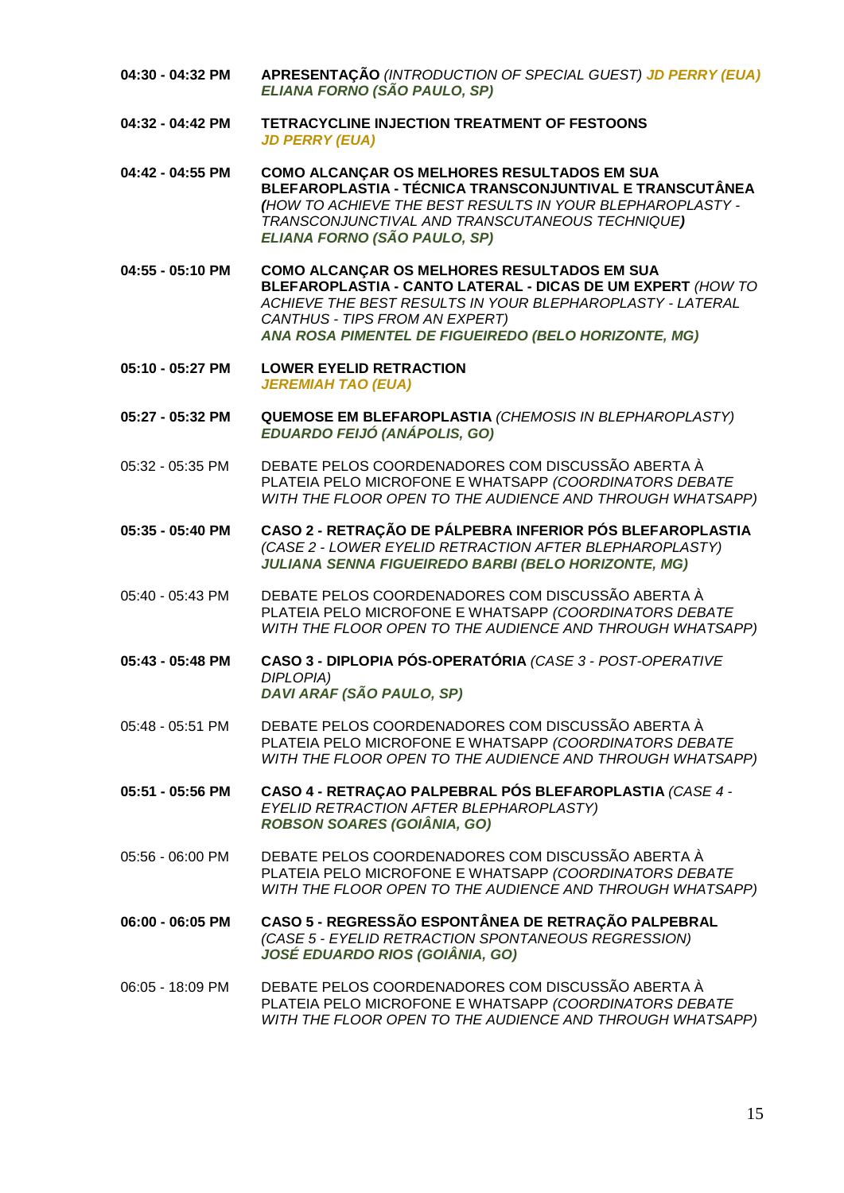**04:30 - 04:32 PM** **APRESENTAÇÃO** *(INTRODUCTION OF SPECIAL GUEST)* ***JD PERRY (EUA)***
***ELIANA FORNO (SÃO PAULO, SP)***

**04:32 - 04:42 PM** **TETRACYCLINE INJECTION TREATMENT OF FESTOONS**
***JD PERRY (EUA)***

**04:42 - 04:55 PM** **COMO ALCANÇAR OS MELHORES RESULTADOS EM SUA BLEFAROPLASTIA - TÉCNICA TRANSCONJUNTIVAL E TRANSCUTÂNEA** ***(****HOW TO ACHIEVE THE BEST RESULTS IN YOUR BLEPHAROPLASTY - TRANSCONJUNCTIVAL AND TRANSCUTANEOUS TECHNIQUE****)***
***ELIANA FORNO (SÃO PAULO, SP)***

**04:55 - 05:10 PM** **COMO ALCANÇAR OS MELHORES RESULTADOS EM SUA BLEFAROPLASTIA - CANTO LATERAL - DICAS DE UM EXPERT** *(HOW TO ACHIEVE THE BEST RESULTS IN YOUR BLEPHAROPLASTY - LATERAL CANTHUS - TIPS FROM AN EXPERT)*
***ANA ROSA PIMENTEL DE FIGUEIREDO (BELO HORIZONTE, MG)***

**05:10 - 05:27 PM** **LOWER EYELID RETRACTION**
***JEREMIAH TAO (EUA)***

**05:27 - 05:32 PM** **QUEMOSE EM BLEFAROPLASTIA** *(CHEMOSIS IN BLEPHAROPLASTY)*
***EDUARDO FEIJÓ (ANÁPOLIS, GO)***

05:32 - 05:35 PM DEBATE PELOS COORDENADORES COM DISCUSSÃO ABERTA À PLATEIA PELO MICROFONE E WHATSAPP *(COORDINATORS DEBATE WITH THE FLOOR OPEN TO THE AUDIENCE AND THROUGH WHATSAPP)*

**05:35 - 05:40 PM** **CASO 2 - RETRAÇÃO DE PÁLPEBRA INFERIOR PÓS BLEFAROPLASTIA** *(CASE 2 - LOWER EYELID RETRACTION AFTER BLEPHAROPLASTY)*
***JULIANA SENNA FIGUEIREDO BARBI (BELO HORIZONTE, MG)***

05:40 - 05:43 PM DEBATE PELOS COORDENADORES COM DISCUSSÃO ABERTA À PLATEIA PELO MICROFONE E WHATSAPP *(COORDINATORS DEBATE WITH THE FLOOR OPEN TO THE AUDIENCE AND THROUGH WHATSAPP)*

**05:43 - 05:48 PM** **CASO 3 - DIPLOPIA PÓS-OPERATÓRIA** *(CASE 3 - POST-OPERATIVE DIPLOPIA)*
***DAVI ARAF (SÃO PAULO, SP)***

05:48 - 05:51 PM DEBATE PELOS COORDENADORES COM DISCUSSÃO ABERTA À PLATEIA PELO MICROFONE E WHATSAPP *(COORDINATORS DEBATE WITH THE FLOOR OPEN TO THE AUDIENCE AND THROUGH WHATSAPP)*

**05:51 - 05:56 PM** **CASO 4 - RETRAÇAO PALPEBRAL PÓS BLEFAROPLASTIA** *(CASE 4 - EYELID RETRACTION AFTER BLEPHAROPLASTY)*
***ROBSON SOARES (GOIÂNIA, GO)***

05:56 - 06:00 PM DEBATE PELOS COORDENADORES COM DISCUSSÃO ABERTA À PLATEIA PELO MICROFONE E WHATSAPP *(COORDINATORS DEBATE WITH THE FLOOR OPEN TO THE AUDIENCE AND THROUGH WHATSAPP)*

**06:00 - 06:05 PM** **CASO 5 - REGRESSÃO ESPONTÂNEA DE RETRAÇÃO PALPEBRAL** *(CASE 5 - EYELID RETRACTION SPONTANEOUS REGRESSION)*
***JOSÉ EDUARDO RIOS (GOIÂNIA, GO)***

06:05 - 18:09 PM DEBATE PELOS COORDENADORES COM DISCUSSÃO ABERTA À PLATEIA PELO MICROFONE E WHATSAPP *(COORDINATORS DEBATE WITH THE FLOOR OPEN TO THE AUDIENCE AND THROUGH WHATSAPP)*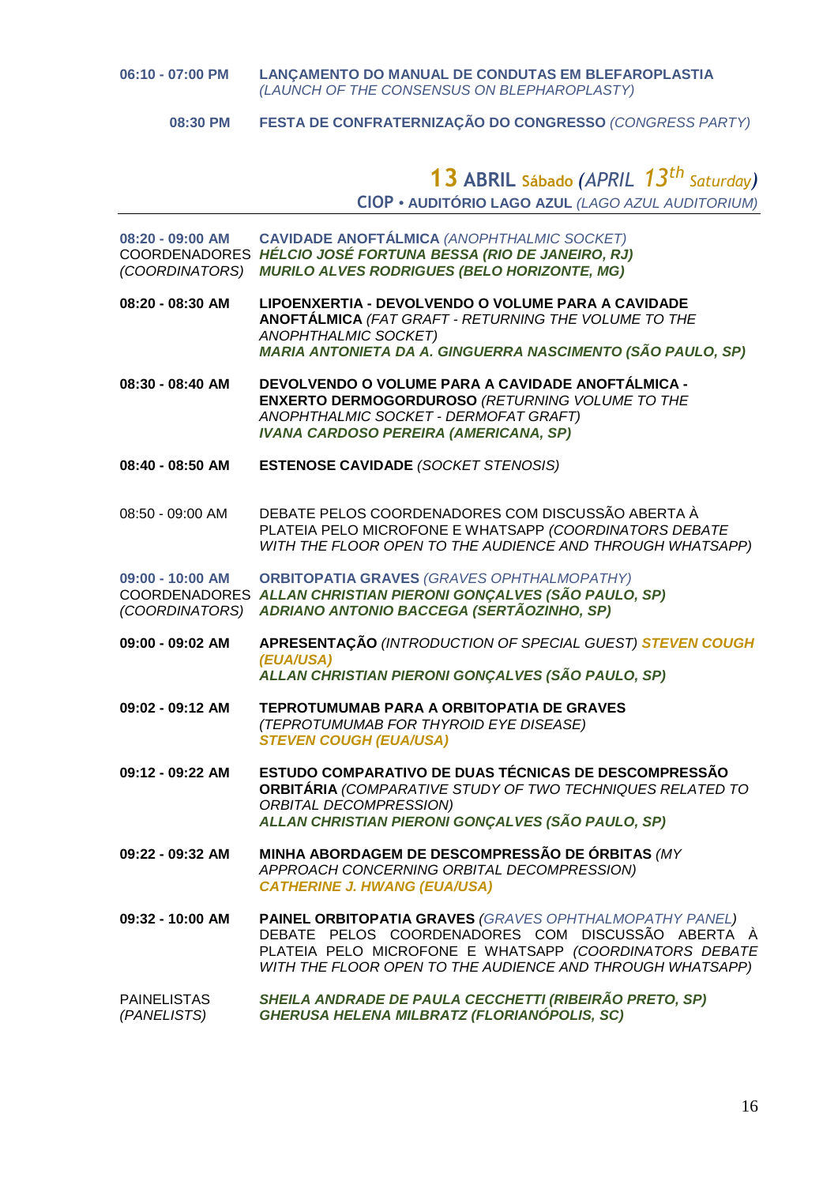**06:10 - 07:00 PM** **LANÇAMENTO DO MANUAL DE CONDUTAS EM BLEFAROPLASTIA** *(LAUNCH OF THE CONSENSUS ON BLEPHAROPLASTY)*

**08:30 PM** **FESTA DE CONFRATERNIZAÇÃO DO CONGRESSO** *(CONGRESS PARTY)*

## 13 ABRIL Sábado *(APRIL 13th Saturday)*

**CIOP • AUDITÓRIO LAGO AZUL** *(LAGO AZUL AUDITORIUM)*

---

**08:20 - 09:00 AM** **CAVIDADE ANOFTÁLMICA** *(ANOPHTHALMIC SOCKET)*
COORDENADORES *(COORDINATORS)* ***HÉLCIO JOSÉ FORTUNA BESSA (RIO DE JANEIRO, RJ)***
***MURILO ALVES RODRIGUES (BELO HORIZONTE, MG)***

**08:20 - 08:30 AM** **LIPOENXERTIA - DEVOLVENDO O VOLUME PARA A CAVIDADE ANOFTÁLMICA** *(FAT GRAFT - RETURNING THE VOLUME TO THE ANOPHTHALMIC SOCKET)*
***MARIA ANTONIETA DA A. GINGUERRA NASCIMENTO (SÃO PAULO, SP)***

**08:30 - 08:40 AM** **DEVOLVENDO O VOLUME PARA A CAVIDADE ANOFTÁLMICA - ENXERTO DERMOGORDUROSO** *(RETURNING VOLUME TO THE ANOPHTHALMIC SOCKET - DERMOFAT GRAFT)*
***IVANA CARDOSO PEREIRA (AMERICANA, SP)***

**08:40 - 08:50 AM** **ESTENOSE CAVIDADE** *(SOCKET STENOSIS)*

08:50 - 09:00 AM DEBATE PELOS COORDENADORES COM DISCUSSÃO ABERTA À PLATEIA PELO MICROFONE E WHATSAPP *(COORDINATORS DEBATE WITH THE FLOOR OPEN TO THE AUDIENCE AND THROUGH WHATSAPP)*

**09:00 - 10:00 AM** **ORBITOPATIA GRAVES** *(GRAVES OPHTHALMOPATHY)*
COORDENADORES *(COORDINATORS)* ***ALLAN CHRISTIAN PIERONI GONÇALVES (SÃO PAULO, SP)***
***ADRIANO ANTONIO BACCEGA (SERTÃOZINHO, SP)***

**09:00 - 09:02 AM** **APRESENTAÇÃO** *(INTRODUCTION OF SPECIAL GUEST)* ***STEVEN COUGH (EUA/USA)***
***ALLAN CHRISTIAN PIERONI GONÇALVES (SÃO PAULO, SP)***

**09:02 - 09:12 AM** **TEPROTUMUMAB PARA A ORBITOPATIA DE GRAVES** *(TEPROTUMUMAB FOR THYROID EYE DISEASE)*
***STEVEN COUGH (EUA/USA)***

**09:12 - 09:22 AM** **ESTUDO COMPARATIVO DE DUAS TÉCNICAS DE DESCOMPRESSÃO ORBITÁRIA** *(COMPARATIVE STUDY OF TWO TECHNIQUES RELATED TO ORBITAL DECOMPRESSION)*
***ALLAN CHRISTIAN PIERONI GONÇALVES (SÃO PAULO, SP)***

**09:22 - 09:32 AM** **MINHA ABORDAGEM DE DESCOMPRESSÃO DE ÓRBITAS** *(MY APPROACH CONCERNING ORBITAL DECOMPRESSION)*
***CATHERINE J. HWANG (EUA/USA)***

**09:32 - 10:00 AM** **PAINEL ORBITOPATIA GRAVES** *(GRAVES OPHTHALMOPATHY PANEL)*
DEBATE PELOS COORDENADORES COM DISCUSSÃO ABERTA À PLATEIA PELO MICROFONE E WHATSAPP *(COORDINATORS DEBATE WITH THE FLOOR OPEN TO THE AUDIENCE AND THROUGH WHATSAPP)*

PAINELISTAS *(PANELISTS)* ***SHEILA ANDRADE DE PAULA CECCHETTI (RIBEIRÃO PRETO, SP)***
***GHERUSA HELENA MILBRATZ (FLORIANÓPOLIS, SC)***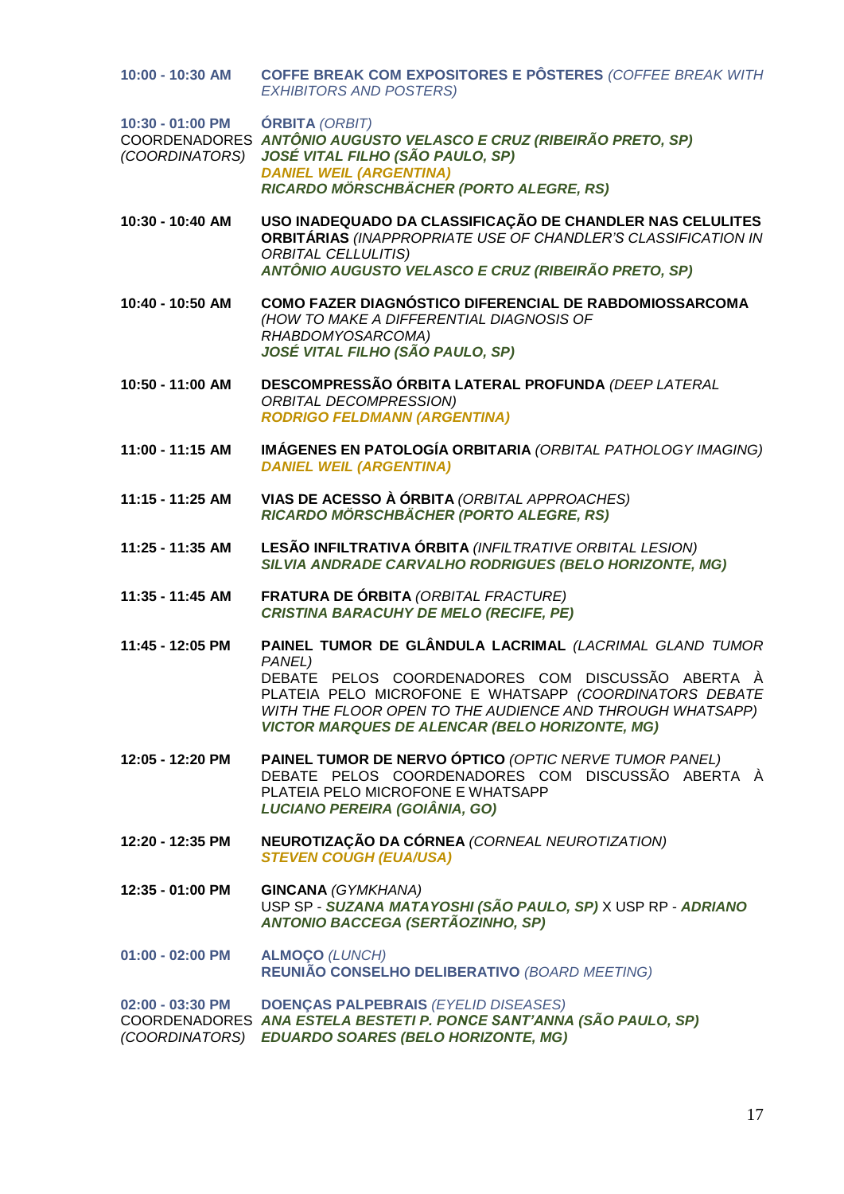**10:00 - 10:30 AM** **COFFE BREAK COM EXPOSITORES E PÔSTERES** *(COFFEE BREAK WITH EXHIBITORS AND POSTERS)*

**10:30 - 01:00 PM** **ÓRBITA** *(ORBIT)*
COORDENADORES *(COORDINATORS)*
***ANTÔNIO AUGUSTO VELASCO E CRUZ (RIBEIRÃO PRETO, SP)***
***JOSÉ VITAL FILHO (SÃO PAULO, SP)***
***DANIEL WEIL (ARGENTINA)***
***RICARDO MÖRSCHBÄCHER (PORTO ALEGRE, RS)***

**10:30 - 10:40 AM** **USO INADEQUADO DA CLASSIFICAÇÃO DE CHANDLER NAS CELULITES ORBITÁRIAS** *(INAPPROPRIATE USE OF CHANDLER'S CLASSIFICATION IN ORBITAL CELLULITIS)*
***ANTÔNIO AUGUSTO VELASCO E CRUZ (RIBEIRÃO PRETO, SP)***

**10:40 - 10:50 AM** **COMO FAZER DIAGNÓSTICO DIFERENCIAL DE RABDOMIOSSARCOMA** *(HOW TO MAKE A DIFFERENTIAL DIAGNOSIS OF RHABDOMYOSARCOMA)*
***JOSÉ VITAL FILHO (SÃO PAULO, SP)***

**10:50 - 11:00 AM** **DESCOMPRESSÃO ÓRBITA LATERAL PROFUNDA** *(DEEP LATERAL ORBITAL DECOMPRESSION)*
***RODRIGO FELDMANN (ARGENTINA)***

**11:00 - 11:15 AM** **IMÁGENES EN PATOLOGÍA ORBITARIA** *(ORBITAL PATHOLOGY IMAGING)*
***DANIEL WEIL (ARGENTINA)***

**11:15 - 11:25 AM** **VIAS DE ACESSO À ÓRBITA** *(ORBITAL APPROACHES)*
***RICARDO MÖRSCHBÄCHER (PORTO ALEGRE, RS)***

**11:25 - 11:35 AM** **LESÃO INFILTRATIVA ÓRBITA** *(INFILTRATIVE ORBITAL LESION)*
***SILVIA ANDRADE CARVALHO RODRIGUES (BELO HORIZONTE, MG)***

**11:35 - 11:45 AM** **FRATURA DE ÓRBITA** *(ORBITAL FRACTURE)*
***CRISTINA BARACUHY DE MELO (RECIFE, PE)***

**11:45 - 12:05 PM** **PAINEL TUMOR DE GLÂNDULA LACRIMAL** *(LACRIMAL GLAND TUMOR PANEL)*
DEBATE PELOS COORDENADORES COM DISCUSSÃO ABERTA À PLATEIA PELO MICROFONE E WHATSAPP *(COORDINATORS DEBATE WITH THE FLOOR OPEN TO THE AUDIENCE AND THROUGH WHATSAPP)*
***VICTOR MARQUES DE ALENCAR (BELO HORIZONTE, MG)***

**12:05 - 12:20 PM** **PAINEL TUMOR DE NERVO ÓPTICO** *(OPTIC NERVE TUMOR PANEL)*
DEBATE PELOS COORDENADORES COM DISCUSSÃO ABERTA À PLATEIA PELO MICROFONE E WHATSAPP
***LUCIANO PEREIRA (GOIÂNIA, GO)***

**12:20 - 12:35 PM** **NEUROTIZAÇÃO DA CÓRNEA** *(CORNEAL NEUROTIZATION)*
***STEVEN COUGH (EUA/USA)***

**12:35 - 01:00 PM** **GINCANA** *(GYMKHANA)*
USP SP - ***SUZANA MATAYOSHI (SÃO PAULO, SP)*** X USP RP - ***ADRIANO ANTONIO BACCEGA (SERTÃOZINHO, SP)***

**01:00 - 02:00 PM** **ALMOÇO** *(LUNCH)*
**REUNIÃO CONSELHO DELIBERATIVO** *(BOARD MEETING)*

**02:00 - 03:30 PM** **DOENÇAS PALPEBRAIS** *(EYELID DISEASES)*
COORDENADORES *(COORDINATORS)*
***ANA ESTELA BESTETI P. PONCE SANT'ANNA (SÃO PAULO, SP)***
***EDUARDO SOARES (BELO HORIZONTE, MG)***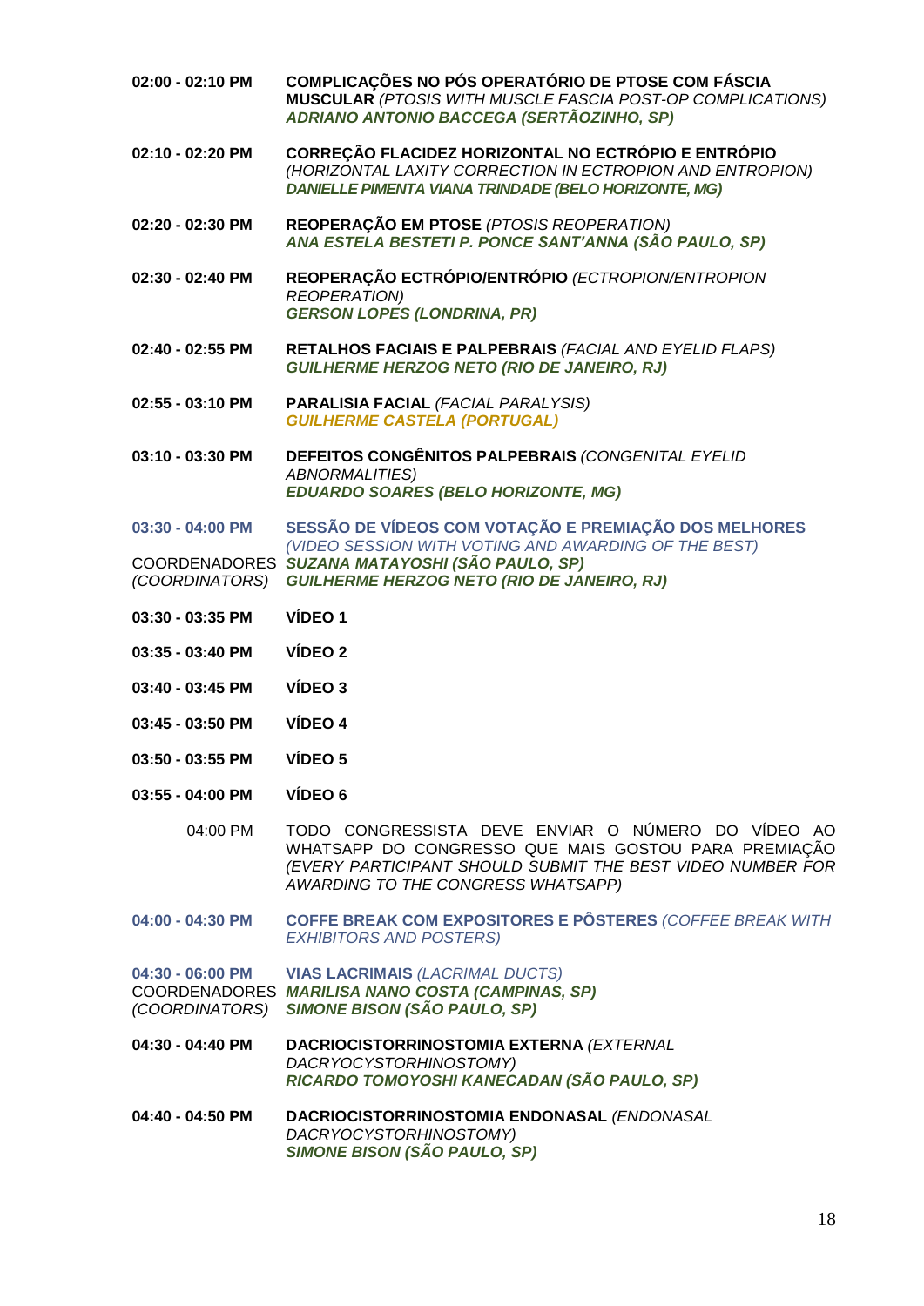**02:00 - 02:10 PM** — **COMPLICAÇÕES NO PÓS OPERATÓRIO DE PTOSE COM FÁSCIA MUSCULAR** *(PTOSIS WITH MUSCLE FASCIA POST-OP COMPLICATIONS)*
***ADRIANO ANTONIO BACCEGA (SERTÃOZINHO, SP)***

**02:10 - 02:20 PM** — **CORREÇÃO FLACIDEZ HORIZONTAL NO ECTRÓPIO E ENTRÓPIO** *(HORIZONTAL LAXITY CORRECTION IN ECTROPION AND ENTROPION)*
***DANIELLE PIMENTA VIANA TRINDADE (BELO HORIZONTE, MG)***

**02:20 - 02:30 PM** — **REOPERAÇÃO EM PTOSE** *(PTOSIS REOPERATION)*
***ANA ESTELA BESTETI P. PONCE SANT'ANNA (SÃO PAULO, SP)***

**02:30 - 02:40 PM** — **REOPERAÇÃO ECTRÓPIO/ENTRÓPIO** *(ECTROPION/ENTROPION REOPERATION)*
***GERSON LOPES (LONDRINA, PR)***

**02:40 - 02:55 PM** — **RETALHOS FACIAIS E PALPEBRAIS** *(FACIAL AND EYELID FLAPS)*
***GUILHERME HERZOG NETO (RIO DE JANEIRO, RJ)***

**02:55 - 03:10 PM** — **PARALISIA FACIAL** *(FACIAL PARALYSIS)*
***GUILHERME CASTELA (PORTUGAL)***

**03:10 - 03:30 PM** — **DEFEITOS CONGÊNITOS PALPEBRAIS** *(CONGENITAL EYELID ABNORMALITIES)*
***EDUARDO SOARES (BELO HORIZONTE, MG)***

**03:30 - 04:00 PM** — **SESSÃO DE VÍDEOS COM VOTAÇÃO E PREMIAÇÃO DOS MELHORES** *(VIDEO SESSION WITH VOTING AND AWARDING OF THE BEST)*

COORDENADORES *(COORDINATORS)*
***SUZANA MATAYOSHI (SÃO PAULO, SP)***
***GUILHERME HERZOG NETO (RIO DE JANEIRO, RJ)***

**03:30 - 03:35 PM** — **VÍDEO 1**

**03:35 - 03:40 PM** — **VÍDEO 2**

**03:40 - 03:45 PM** — **VÍDEO 3**

**03:45 - 03:50 PM** — **VÍDEO 4**

**03:50 - 03:55 PM** — **VÍDEO 5**

**03:55 - 04:00 PM** — **VÍDEO 6**

04:00 PM — TODO CONGRESSISTA DEVE ENVIAR O NÚMERO DO VÍDEO AO WHATSAPP DO CONGRESSO QUE MAIS GOSTOU PARA PREMIAÇÃO *(EVERY PARTICIPANT SHOULD SUBMIT THE BEST VIDEO NUMBER FOR AWARDING TO THE CONGRESS WHATSAPP)*

**04:00 - 04:30 PM** — **COFFE BREAK COM EXPOSITORES E PÔSTERES** *(COFFEE BREAK WITH EXHIBITORS AND POSTERS)*

**04:30 - 06:00 PM** — **VIAS LACRIMAIS** *(LACRIMAL DUCTS)*

COORDENADORES *(COORDINATORS)*
***MARILISA NANO COSTA (CAMPINAS, SP)***
***SIMONE BISON (SÃO PAULO, SP)***

**04:30 - 04:40 PM** — **DACRIOCISTORRINOSTOMIA EXTERNA** *(EXTERNAL DACRYOCYSTORHINOSTOMY)*
***RICARDO TOMOYOSHI KANECADAN (SÃO PAULO, SP)***

**04:40 - 04:50 PM** — **DACRIOCISTORRINOSTOMIA ENDONASAL** *(ENDONASAL DACRYOCYSTORHINOSTOMY)*
***SIMONE BISON (SÃO PAULO, SP)***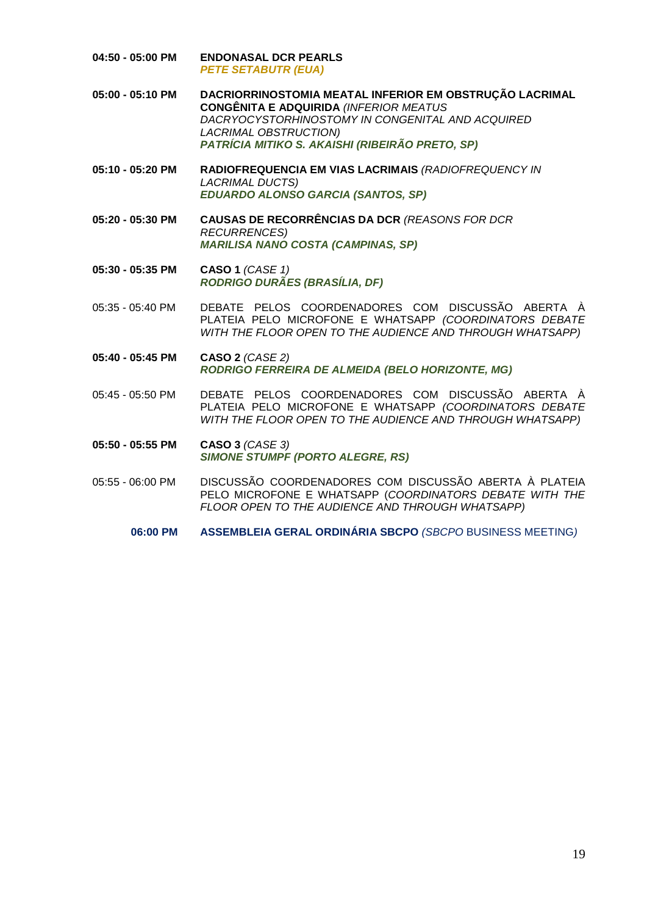**04:50 - 05:00 PM** **ENDONASAL DCR PEARLS**
***PETE SETABUTR (EUA)***

**05:00 - 05:10 PM** **DACRIORRINOSTOMIA MEATAL INFERIOR EM OBSTRUÇÃO LACRIMAL CONGÊNITA E ADQUIRIDA** *(INFERIOR MEATUS DACRYOCYSTORHINOSTOMY IN CONGENITAL AND ACQUIRED LACRIMAL OBSTRUCTION)*
***PATRÍCIA MITIKO S. AKAISHI (RIBEIRÃO PRETO, SP)***

**05:10 - 05:20 PM** **RADIOFREQUENCIA EM VIAS LACRIMAIS** *(RADIOFREQUENCY IN LACRIMAL DUCTS)*
***EDUARDO ALONSO GARCIA (SANTOS, SP)***

**05:20 - 05:30 PM** **CAUSAS DE RECORRÊNCIAS DA DCR** *(REASONS FOR DCR RECURRENCES)*
***MARILISA NANO COSTA (CAMPINAS, SP)***

**05:30 - 05:35 PM** **CASO 1** *(CASE 1)*
***RODRIGO DURÃES (BRASÍLIA, DF)***

05:35 - 05:40 PM DEBATE PELOS COORDENADORES COM DISCUSSÃO ABERTA À PLATEIA PELO MICROFONE E WHATSAPP *(COORDINATORS DEBATE WITH THE FLOOR OPEN TO THE AUDIENCE AND THROUGH WHATSAPP)*

**05:40 - 05:45 PM** **CASO 2** *(CASE 2)*
***RODRIGO FERREIRA DE ALMEIDA (BELO HORIZONTE, MG)***

05:45 - 05:50 PM DEBATE PELOS COORDENADORES COM DISCUSSÃO ABERTA À PLATEIA PELO MICROFONE E WHATSAPP *(COORDINATORS DEBATE WITH THE FLOOR OPEN TO THE AUDIENCE AND THROUGH WHATSAPP)*

**05:50 - 05:55 PM** **CASO 3** *(CASE 3)*
***SIMONE STUMPF (PORTO ALEGRE, RS)***

05:55 - 06:00 PM DISCUSSÃO COORDENADORES COM DISCUSSÃO ABERTA À PLATEIA PELO MICROFONE E WHATSAPP (*COORDINATORS DEBATE WITH THE FLOOR OPEN TO THE AUDIENCE AND THROUGH WHATSAPP)*

**06:00 PM** **ASSEMBLEIA GERAL ORDINÁRIA SBCPO** *(SBCPO* BUSINESS MEETING*)*